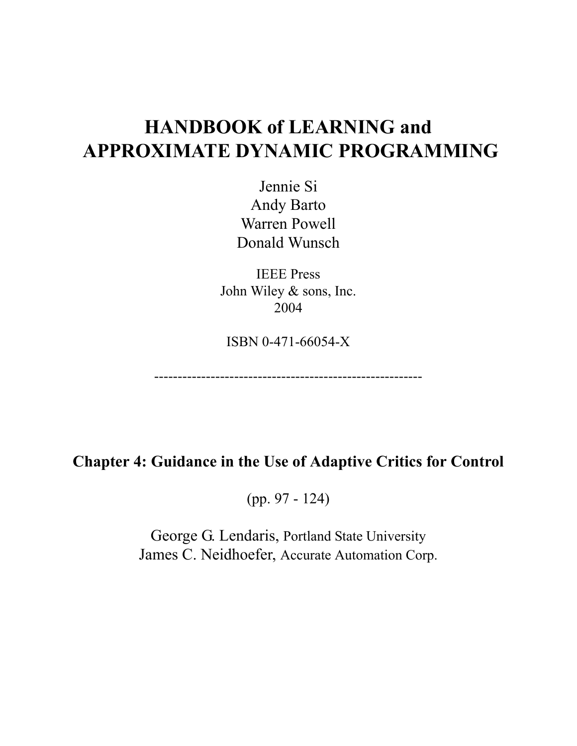# HANDBOOK of LEARNING and APPROXIMATE DYNAMIC PROGRAMMING

Jennie Si
Andy Barto
Warren Powell
Donald Wunsch

IEEE Press
John Wiley & sons, Inc.
2004

ISBN 0-471-66054-X

---------------------------------------------------------

**Chapter 4: Guidance in the Use of Adaptive Critics for Control**

(pp. 97 - 124)

George G. Lendaris, Portland State University
James C. Neidhoefer, Accurate Automation Corp.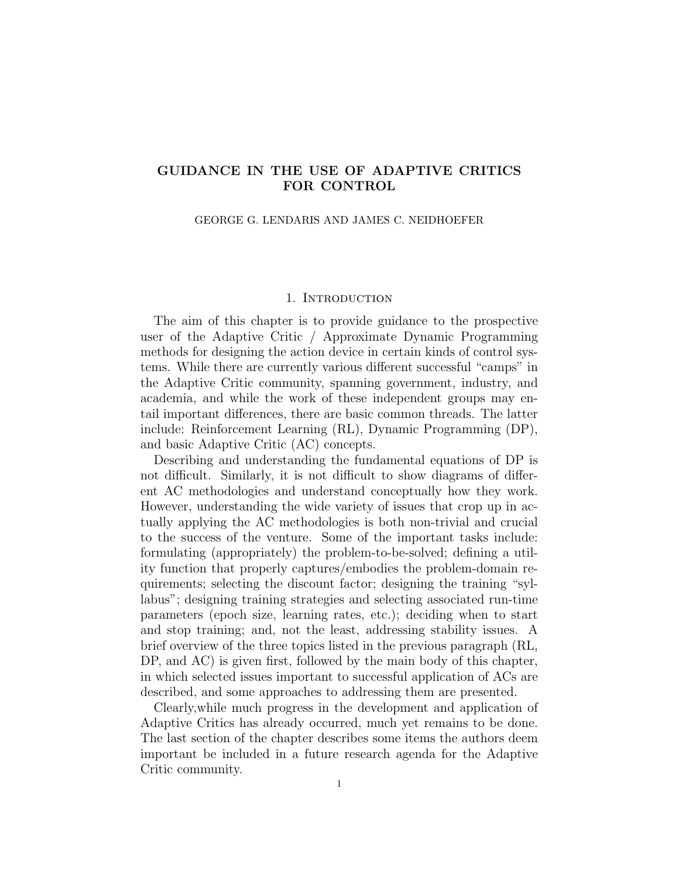# GUIDANCE IN THE USE OF ADAPTIVE CRITICS FOR CONTROL

GEORGE G. LENDARIS AND JAMES C. NEIDHOEFER

## 1. Introduction

The aim of this chapter is to provide guidance to the prospective user of the Adaptive Critic / Approximate Dynamic Programming methods for designing the action device in certain kinds of control systems. While there are currently various different successful "camps" in the Adaptive Critic community, spanning government, industry, and academia, and while the work of these independent groups may entail important differences, there are basic common threads. The latter include: Reinforcement Learning (RL), Dynamic Programming (DP), and basic Adaptive Critic (AC) concepts.

Describing and understanding the fundamental equations of DP is not difficult. Similarly, it is not difficult to show diagrams of different AC methodologies and understand conceptually how they work. However, understanding the wide variety of issues that crop up in actually applying the AC methodologies is both non-trivial and crucial to the success of the venture. Some of the important tasks include: formulating (appropriately) the problem-to-be-solved; defining a utility function that properly captures/embodies the problem-domain requirements; selecting the discount factor; designing the training "syllabus"; designing training strategies and selecting associated run-time parameters (epoch size, learning rates, etc.); deciding when to start and stop training; and, not the least, addressing stability issues. A brief overview of the three topics listed in the previous paragraph (RL, DP, and AC) is given first, followed by the main body of this chapter, in which selected issues important to successful application of ACs are described, and some approaches to addressing them are presented.

Clearly,while much progress in the development and application of Adaptive Critics has already occurred, much yet remains to be done. The last section of the chapter describes some items the authors deem important be included in a future research agenda for the Adaptive Critic community.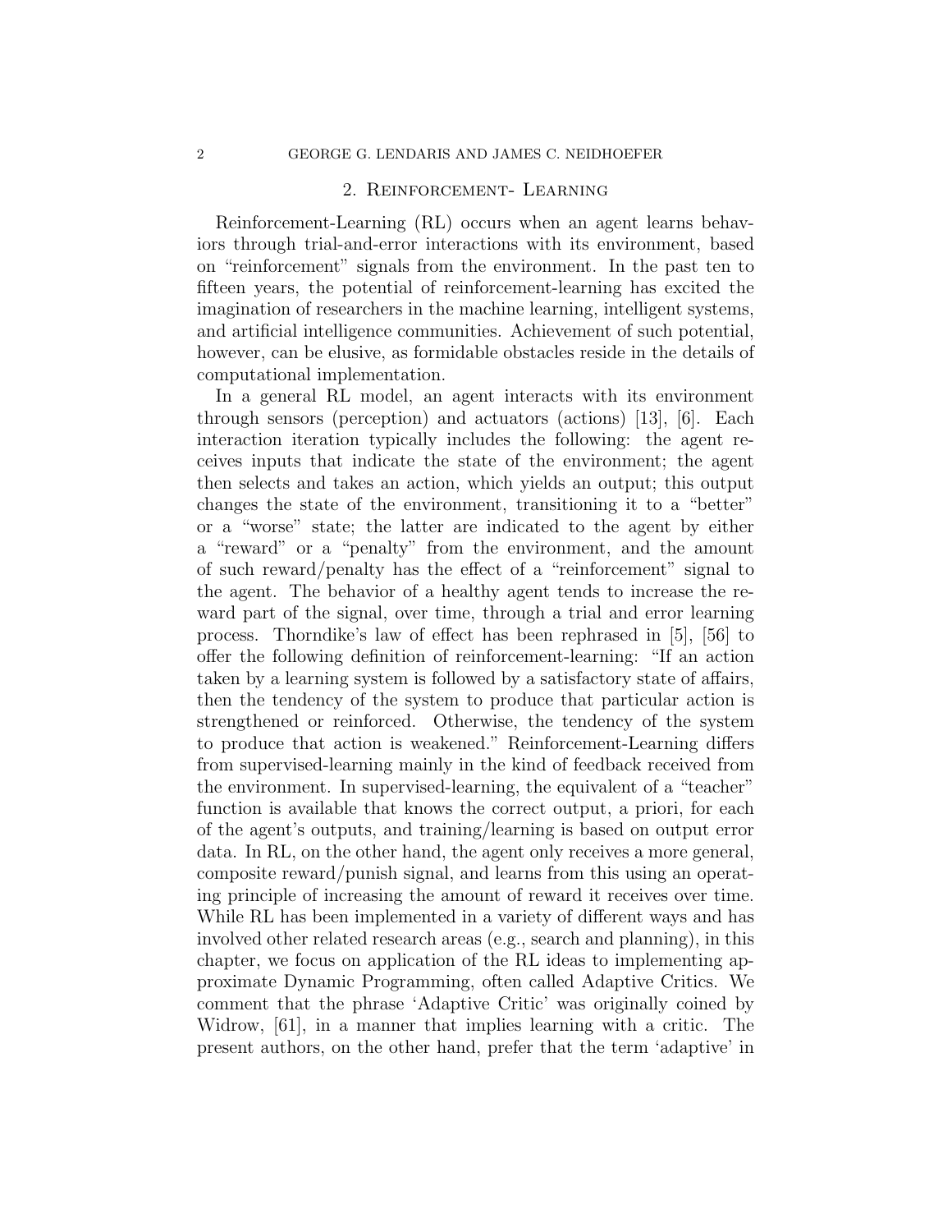## 2. Reinforcement- Learning

Reinforcement-Learning (RL) occurs when an agent learns behaviors through trial-and-error interactions with its environment, based on "reinforcement" signals from the environment. In the past ten to fifteen years, the potential of reinforcement-learning has excited the imagination of researchers in the machine learning, intelligent systems, and artificial intelligence communities. Achievement of such potential, however, can be elusive, as formidable obstacles reside in the details of computational implementation.

In a general RL model, an agent interacts with its environment through sensors (perception) and actuators (actions) [13], [6]. Each interaction iteration typically includes the following: the agent receives inputs that indicate the state of the environment; the agent then selects and takes an action, which yields an output; this output changes the state of the environment, transitioning it to a "better" or a "worse" state; the latter are indicated to the agent by either a "reward" or a "penalty" from the environment, and the amount of such reward/penalty has the effect of a "reinforcement" signal to the agent. The behavior of a healthy agent tends to increase the reward part of the signal, over time, through a trial and error learning process. Thorndike's law of effect has been rephrased in [5], [56] to offer the following definition of reinforcement-learning: "If an action taken by a learning system is followed by a satisfactory state of affairs, then the tendency of the system to produce that particular action is strengthened or reinforced. Otherwise, the tendency of the system to produce that action is weakened." Reinforcement-Learning differs from supervised-learning mainly in the kind of feedback received from the environment. In supervised-learning, the equivalent of a "teacher" function is available that knows the correct output, a priori, for each of the agent's outputs, and training/learning is based on output error data. In RL, on the other hand, the agent only receives a more general, composite reward/punish signal, and learns from this using an operating principle of increasing the amount of reward it receives over time. While RL has been implemented in a variety of different ways and has involved other related research areas (e.g., search and planning), in this chapter, we focus on application of the RL ideas to implementing approximate Dynamic Programming, often called Adaptive Critics. We comment that the phrase 'Adaptive Critic' was originally coined by Widrow, [61], in a manner that implies learning with a critic. The present authors, on the other hand, prefer that the term 'adaptive' in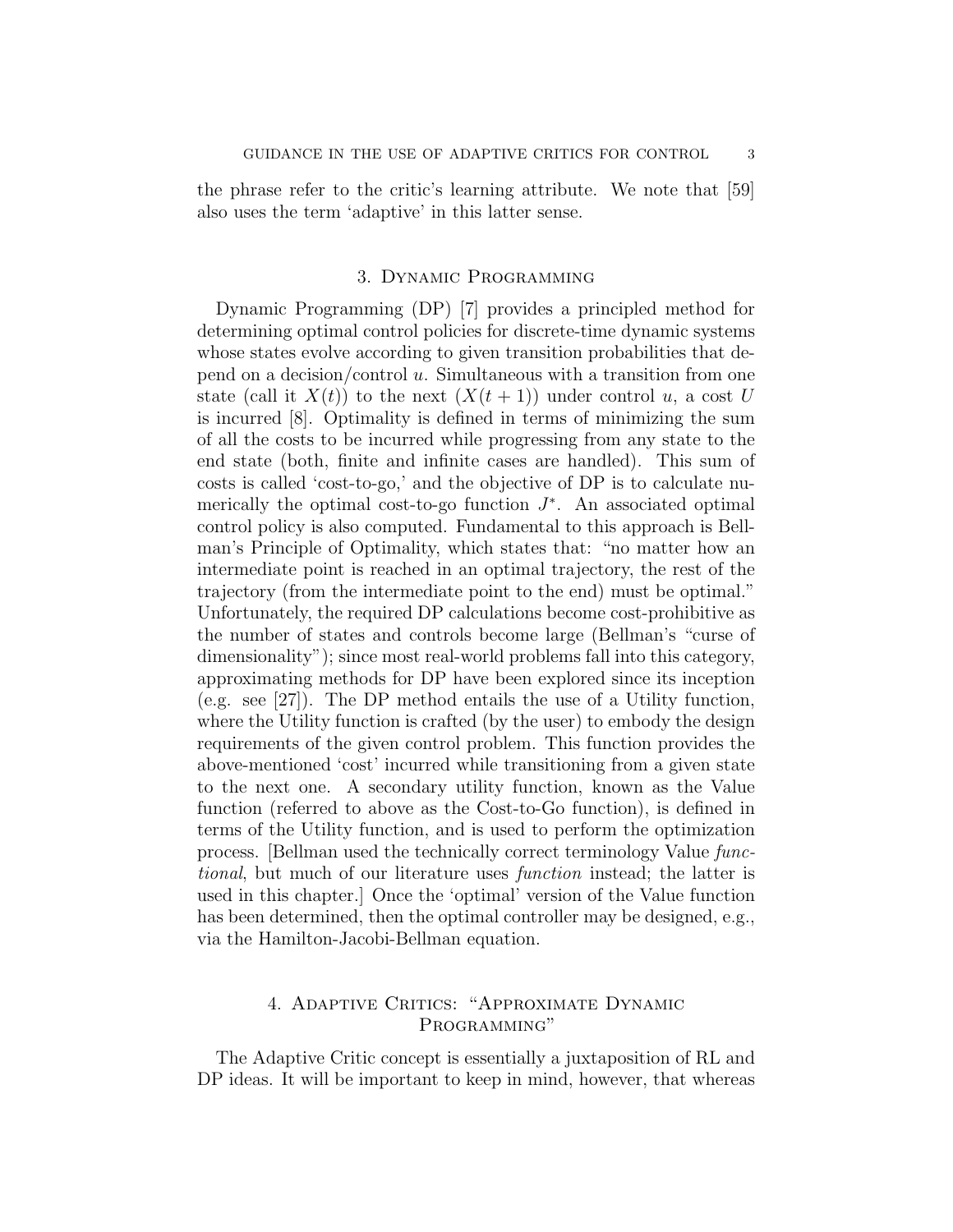the phrase refer to the critic's learning attribute. We note that [59] also uses the term 'adaptive' in this latter sense.

## 3. Dynamic Programming

Dynamic Programming (DP) [7] provides a principled method for determining optimal control policies for discrete-time dynamic systems whose states evolve according to given transition probabilities that depend on a decision/control $u$. Simultaneous with a transition from one state (call it $X(t)$) to the next ($X(t+1)$) under control $u$, a cost $U$ is incurred [8]. Optimality is defined in terms of minimizing the sum of all the costs to be incurred while progressing from any state to the end state (both, finite and infinite cases are handled). This sum of costs is called 'cost-to-go,' and the objective of DP is to calculate numerically the optimal cost-to-go function $J^*$. An associated optimal control policy is also computed. Fundamental to this approach is Bellman's Principle of Optimality, which states that: "no matter how an intermediate point is reached in an optimal trajectory, the rest of the trajectory (from the intermediate point to the end) must be optimal." Unfortunately, the required DP calculations become cost-prohibitive as the number of states and controls become large (Bellman's "curse of dimensionality"); since most real-world problems fall into this category, approximating methods for DP have been explored since its inception (e.g. see [27]). The DP method entails the use of a Utility function, where the Utility function is crafted (by the user) to embody the design requirements of the given control problem. This function provides the above-mentioned 'cost' incurred while transitioning from a given state to the next one. A secondary utility function, known as the Value function (referred to above as the Cost-to-Go function), is defined in terms of the Utility function, and is used to perform the optimization process. [Bellman used the technically correct terminology Value *functional*, but much of our literature uses *function* instead; the latter is used in this chapter.] Once the 'optimal' version of the Value function has been determined, then the optimal controller may be designed, e.g., via the Hamilton-Jacobi-Bellman equation.

## 4. Adaptive Critics: "Approximate Dynamic Programming"

The Adaptive Critic concept is essentially a juxtaposition of RL and DP ideas. It will be important to keep in mind, however, that whereas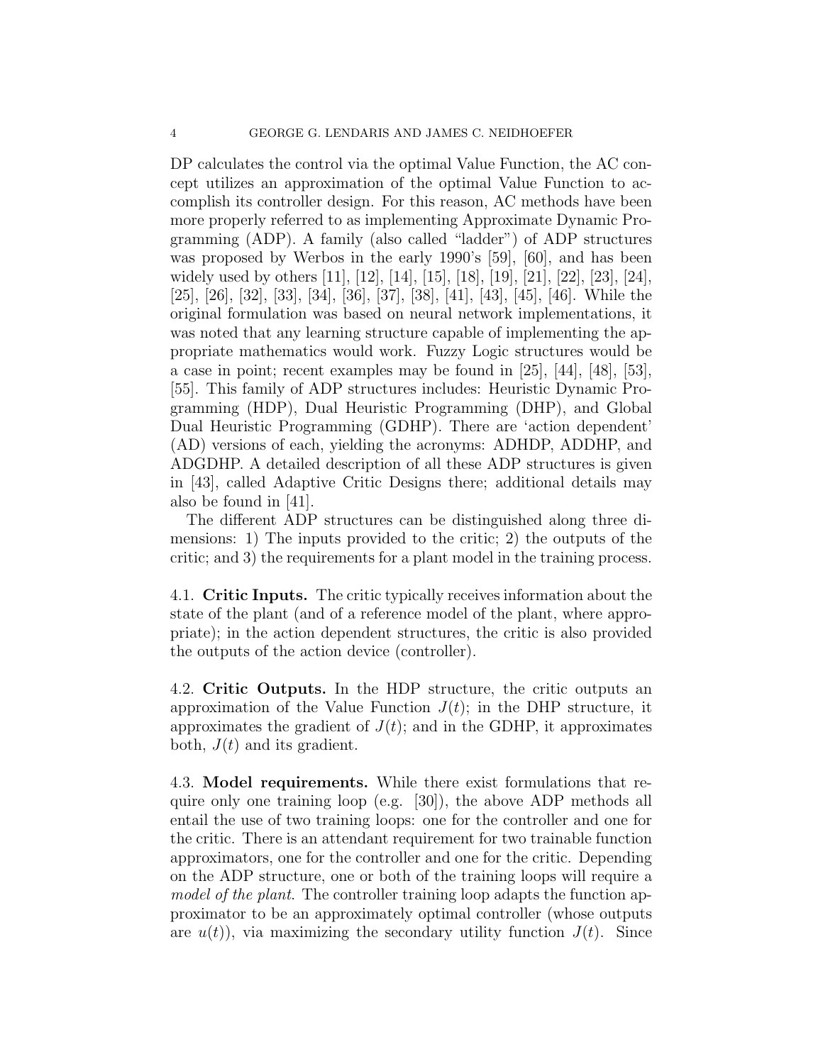DP calculates the control via the optimal Value Function, the AC concept utilizes an approximation of the optimal Value Function to accomplish its controller design. For this reason, AC methods have been more properly referred to as implementing Approximate Dynamic Programming (ADP). A family (also called "ladder") of ADP structures was proposed by Werbos in the early 1990's [59], [60], and has been widely used by others [11], [12], [14], [15], [18], [19], [21], [22], [23], [24], [25], [26], [32], [33], [34], [36], [37], [38], [41], [43], [45], [46]. While the original formulation was based on neural network implementations, it was noted that any learning structure capable of implementing the appropriate mathematics would work. Fuzzy Logic structures would be a case in point; recent examples may be found in [25], [44], [48], [53], [55]. This family of ADP structures includes: Heuristic Dynamic Programming (HDP), Dual Heuristic Programming (DHP), and Global Dual Heuristic Programming (GDHP). There are 'action dependent' (AD) versions of each, yielding the acronyms: ADHDP, ADDHP, and ADGDHP. A detailed description of all these ADP structures is given in [43], called Adaptive Critic Designs there; additional details may also be found in [41].

The different ADP structures can be distinguished along three dimensions: 1) The inputs provided to the critic; 2) the outputs of the critic; and 3) the requirements for a plant model in the training process.

4.1. **Critic Inputs.** The critic typically receives information about the state of the plant (and of a reference model of the plant, where appropriate); in the action dependent structures, the critic is also provided the outputs of the action device (controller).

4.2. **Critic Outputs.** In the HDP structure, the critic outputs an approximation of the Value Function $J(t)$; in the DHP structure, it approximates the gradient of $J(t)$; and in the GDHP, it approximates both, $J(t)$ and its gradient.

4.3. **Model requirements.** While there exist formulations that require only one training loop (e.g. [30]), the above ADP methods all entail the use of two training loops: one for the controller and one for the critic. There is an attendant requirement for two trainable function approximators, one for the controller and one for the critic. Depending on the ADP structure, one or both of the training loops will require a *model of the plant*. The controller training loop adapts the function approximator to be an approximately optimal controller (whose outputs are $u(t)$), via maximizing the secondary utility function $J(t)$. Since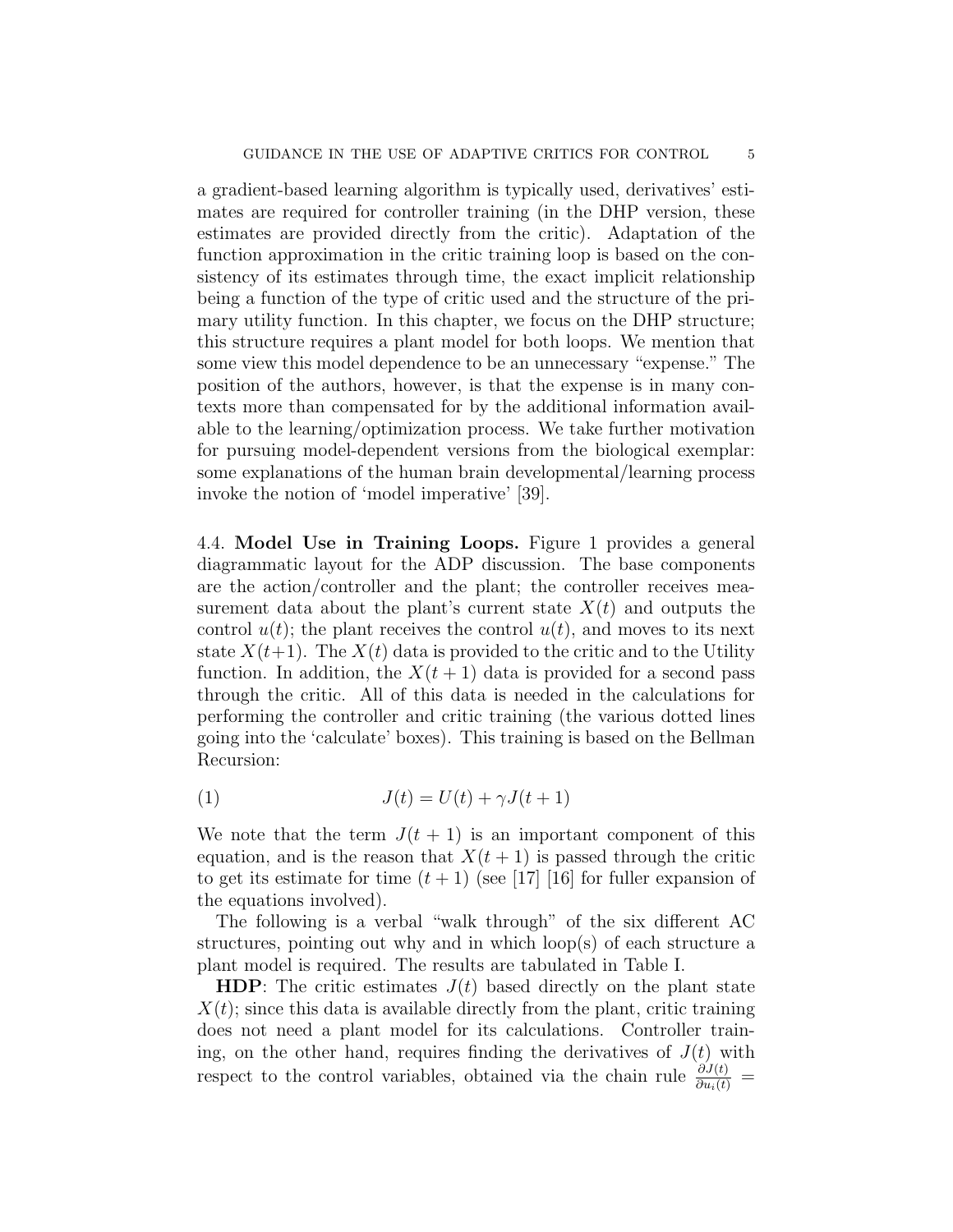a gradient-based learning algorithm is typically used, derivatives' estimates are required for controller training (in the DHP version, these estimates are provided directly from the critic). Adaptation of the function approximation in the critic training loop is based on the consistency of its estimates through time, the exact implicit relationship being a function of the type of critic used and the structure of the primary utility function. In this chapter, we focus on the DHP structure; this structure requires a plant model for both loops. We mention that some view this model dependence to be an unnecessary "expense." The position of the authors, however, is that the expense is in many contexts more than compensated for by the additional information available to the learning/optimization process. We take further motivation for pursuing model-dependent versions from the biological exemplar: some explanations of the human brain developmental/learning process invoke the notion of 'model imperative' [39].

4.4. **Model Use in Training Loops.** Figure 1 provides a general diagrammatic layout for the ADP discussion. The base components are the action/controller and the plant; the controller receives measurement data about the plant's current state $X(t)$ and outputs the control $u(t)$; the plant receives the control $u(t)$, and moves to its next state $X(t{+}1)$. The $X(t)$ data is provided to the critic and to the Utility function. In addition, the $X(t+1)$ data is provided for a second pass through the critic. All of this data is needed in the calculations for performing the controller and critic training (the various dotted lines going into the 'calculate' boxes). This training is based on the Bellman Recursion:

$$J(t) = U(t) + \gamma J(t+1) \tag{1}$$

We note that the term $J(t+1)$ is an important component of this equation, and is the reason that $X(t+1)$ is passed through the critic to get its estimate for time $(t+1)$ (see [17] [16] for fuller expansion of the equations involved).

The following is a verbal "walk through" of the six different AC structures, pointing out why and in which loop(s) of each structure a plant model is required. The results are tabulated in Table I.

**HDP**: The critic estimates $J(t)$ based directly on the plant state $X(t)$; since this data is available directly from the plant, critic training does not need a plant model for its calculations. Controller training, on the other hand, requires finding the derivatives of $J(t)$ with respect to the control variables, obtained via the chain rule $\frac{\partial J(t)}{\partial u_i(t)} =$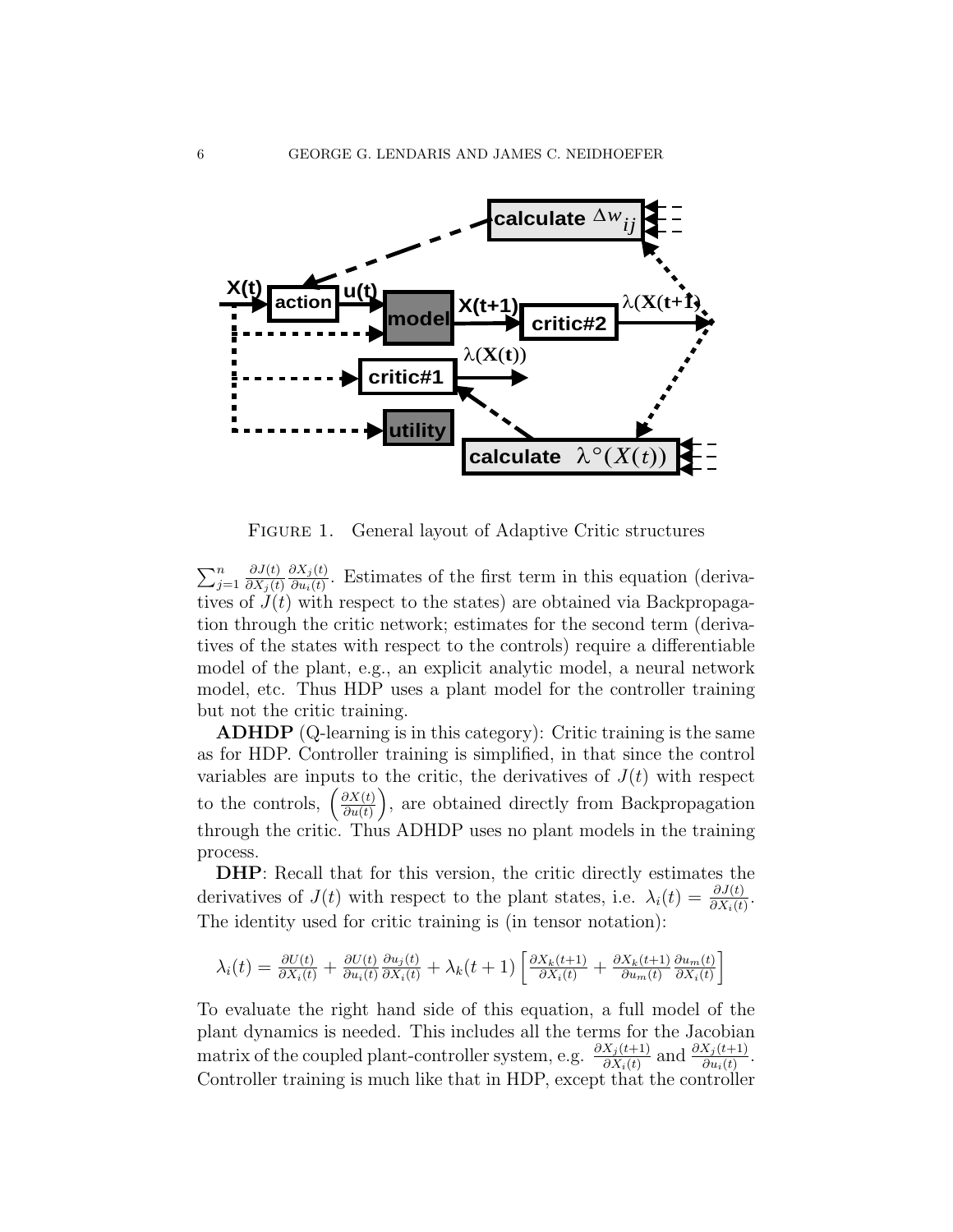FIGURE 1. General layout of Adaptive Critic structures

$\sum_{j=1}^{n} \frac{\partial J(t)}{\partial X_j(t)} \frac{\partial X_j(t)}{\partial u_i(t)}$. Estimates of the first term in this equation (derivatives of $J(t)$ with respect to the states) are obtained via Backpropagation through the critic network; estimates for the second term (derivatives of the states with respect to the controls) require a differentiable model of the plant, e.g., an explicit analytic model, a neural network model, etc. Thus HDP uses a plant model for the controller training but not the critic training.

**ADHDP** (Q-learning is in this category): Critic training is the same as for HDP. Controller training is simplified, in that since the control variables are inputs to the critic, the derivatives of $J(t)$ with respect to the controls, $\left(\frac{\partial X(t)}{\partial u(t)}\right)$, are obtained directly from Backpropagation through the critic. Thus ADHDP uses no plant models in the training process.

**DHP**: Recall that for this version, the critic directly estimates the derivatives of $J(t)$ with respect to the plant states, i.e. $\lambda_i(t) = \frac{\partial J(t)}{\partial X_i(t)}$. The identity used for critic training is (in tensor notation):

$$\lambda_i(t) = \frac{\partial U(t)}{\partial X_i(t)} + \frac{\partial U(t)}{\partial u_i(t)} \frac{\partial u_j(t)}{\partial X_i(t)} + \lambda_k(t+1) \left[ \frac{\partial X_k(t+1)}{\partial X_i(t)} + \frac{\partial X_k(t+1)}{\partial u_m(t)} \frac{\partial u_m(t)}{\partial X_i(t)} \right]$$

To evaluate the right hand side of this equation, a full model of the plant dynamics is needed. This includes all the terms for the Jacobian matrix of the coupled plant-controller system, e.g. $\frac{\partial X_j(t+1)}{\partial X_i(t)}$ and $\frac{\partial X_j(t+1)}{\partial u_i(t)}$. Controller training is much like that in HDP, except that the controller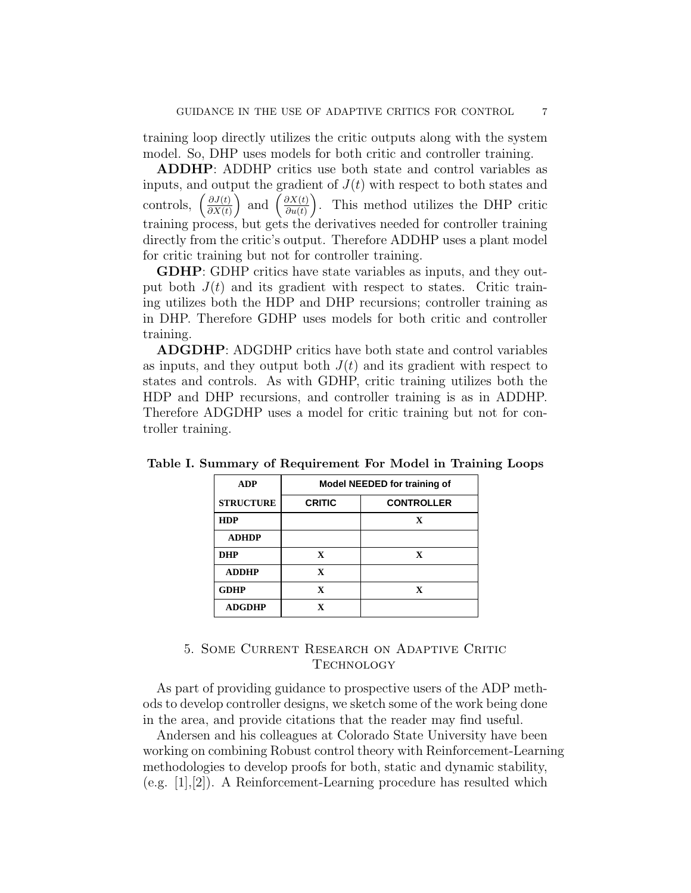training loop directly utilizes the critic outputs along with the system model. So, DHP uses models for both critic and controller training.

**ADDHP**: ADDHP critics use both state and control variables as inputs, and output the gradient of $J(t)$ with respect to both states and controls, $\left(\frac{\partial J(t)}{\partial X(t)}\right)$ and $\left(\frac{\partial X(t)}{\partial u(t)}\right)$. This method utilizes the DHP critic training process, but gets the derivatives needed for controller training directly from the critic's output. Therefore ADDHP uses a plant model for critic training but not for controller training.

**GDHP**: GDHP critics have state variables as inputs, and they output both $J(t)$ and its gradient with respect to states. Critic training utilizes both the HDP and DHP recursions; controller training as in DHP. Therefore GDHP uses models for both critic and controller training.

**ADGDHP**: ADGDHP critics have both state and control variables as inputs, and they output both $J(t)$ and its gradient with respect to states and controls. As with GDHP, critic training utilizes both the HDP and DHP recursions, and controller training is as in ADDHP. Therefore ADGDHP uses a model for critic training but not for controller training.

**Table I. Summary of Requirement For Model in Training Loops**

| ADP | Model NEEDED for training of | |
|---|---|---|
| STRUCTURE | CRITIC | CONTROLLER |
| HDP | | X |
| ADHDP | | |
| DHP | X | X |
| ADDHP | X | |
| GDHP | X | X |
| ADGDHP | X | |

## 5. Some Current Research on Adaptive Critic Technology

As part of providing guidance to prospective users of the ADP methods to develop controller designs, we sketch some of the work being done in the area, and provide citations that the reader may find useful.

Andersen and his colleagues at Colorado State University have been working on combining Robust control theory with Reinforcement-Learning methodologies to develop proofs for both, static and dynamic stability, (e.g. [1],[2]). A Reinforcement-Learning procedure has resulted which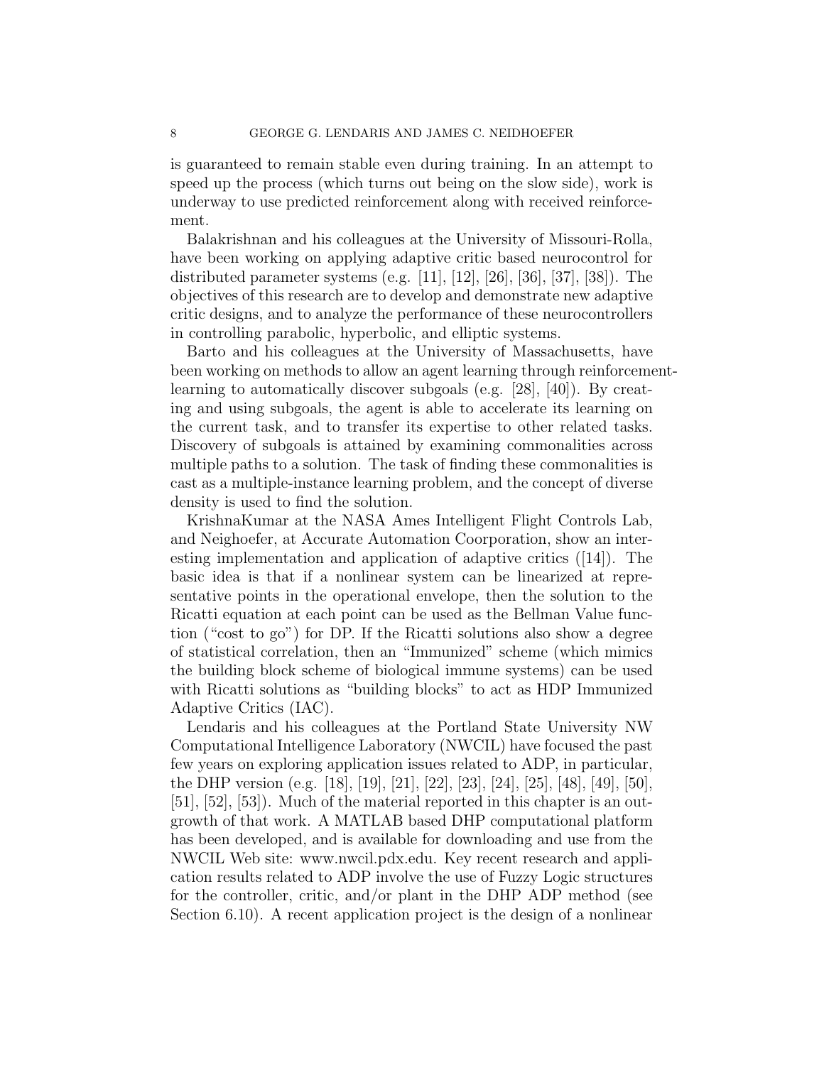is guaranteed to remain stable even during training. In an attempt to speed up the process (which turns out being on the slow side), work is underway to use predicted reinforcement along with received reinforcement.

Balakrishnan and his colleagues at the University of Missouri-Rolla, have been working on applying adaptive critic based neurocontrol for distributed parameter systems (e.g. [11], [12], [26], [36], [37], [38]). The objectives of this research are to develop and demonstrate new adaptive critic designs, and to analyze the performance of these neurocontrollers in controlling parabolic, hyperbolic, and elliptic systems.

Barto and his colleagues at the University of Massachusetts, have been working on methods to allow an agent learning through reinforcement-learning to automatically discover subgoals (e.g. [28], [40]). By creating and using subgoals, the agent is able to accelerate its learning on the current task, and to transfer its expertise to other related tasks. Discovery of subgoals is attained by examining commonalities across multiple paths to a solution. The task of finding these commonalities is cast as a multiple-instance learning problem, and the concept of diverse density is used to find the solution.

KrishnaKumar at the NASA Ames Intelligent Flight Controls Lab, and Neighoefer, at Accurate Automation Coorporation, show an interesting implementation and application of adaptive critics ([14]). The basic idea is that if a nonlinear system can be linearized at representative points in the operational envelope, then the solution to the Ricatti equation at each point can be used as the Bellman Value function ("cost to go") for DP. If the Ricatti solutions also show a degree of statistical correlation, then an "Immunized" scheme (which mimics the building block scheme of biological immune systems) can be used with Ricatti solutions as "building blocks" to act as HDP Immunized Adaptive Critics (IAC).

Lendaris and his colleagues at the Portland State University NW Computational Intelligence Laboratory (NWCIL) have focused the past few years on exploring application issues related to ADP, in particular, the DHP version (e.g. [18], [19], [21], [22], [23], [24], [25], [48], [49], [50], [51], [52], [53]). Much of the material reported in this chapter is an outgrowth of that work. A MATLAB based DHP computational platform has been developed, and is available for downloading and use from the NWCIL Web site: www.nwcil.pdx.edu. Key recent research and application results related to ADP involve the use of Fuzzy Logic structures for the controller, critic, and/or plant in the DHP ADP method (see Section 6.10). A recent application project is the design of a nonlinear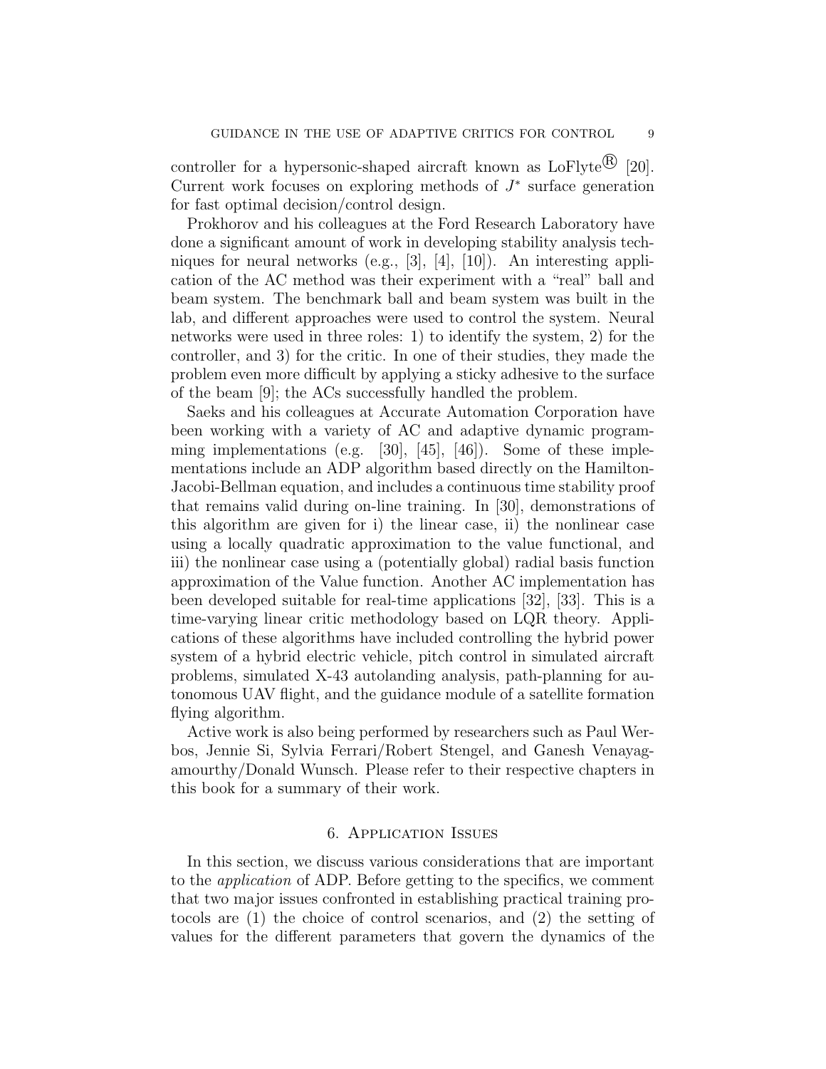controller for a hypersonic-shaped aircraft known as LoFlyte® [20]. Current work focuses on exploring methods of $J^*$ surface generation for fast optimal decision/control design.

Prokhorov and his colleagues at the Ford Research Laboratory have done a significant amount of work in developing stability analysis techniques for neural networks (e.g., [3], [4], [10]). An interesting application of the AC method was their experiment with a "real" ball and beam system. The benchmark ball and beam system was built in the lab, and different approaches were used to control the system. Neural networks were used in three roles: 1) to identify the system, 2) for the controller, and 3) for the critic. In one of their studies, they made the problem even more difficult by applying a sticky adhesive to the surface of the beam [9]; the ACs successfully handled the problem.

Saeks and his colleagues at Accurate Automation Corporation have been working with a variety of AC and adaptive dynamic programming implementations (e.g. [30], [45], [46]). Some of these implementations include an ADP algorithm based directly on the Hamilton-Jacobi-Bellman equation, and includes a continuous time stability proof that remains valid during on-line training. In [30], demonstrations of this algorithm are given for i) the linear case, ii) the nonlinear case using a locally quadratic approximation to the value functional, and iii) the nonlinear case using a (potentially global) radial basis function approximation of the Value function. Another AC implementation has been developed suitable for real-time applications [32], [33]. This is a time-varying linear critic methodology based on LQR theory. Applications of these algorithms have included controlling the hybrid power system of a hybrid electric vehicle, pitch control in simulated aircraft problems, simulated X-43 autolanding analysis, path-planning for autonomous UAV flight, and the guidance module of a satellite formation flying algorithm.

Active work is also being performed by researchers such as Paul Werbos, Jennie Si, Sylvia Ferrari/Robert Stengel, and Ganesh Venayagamourthy/Donald Wunsch. Please refer to their respective chapters in this book for a summary of their work.

## 6. Application Issues

In this section, we discuss various considerations that are important to the *application* of ADP. Before getting to the specifics, we comment that two major issues confronted in establishing practical training protocols are (1) the choice of control scenarios, and (2) the setting of values for the different parameters that govern the dynamics of the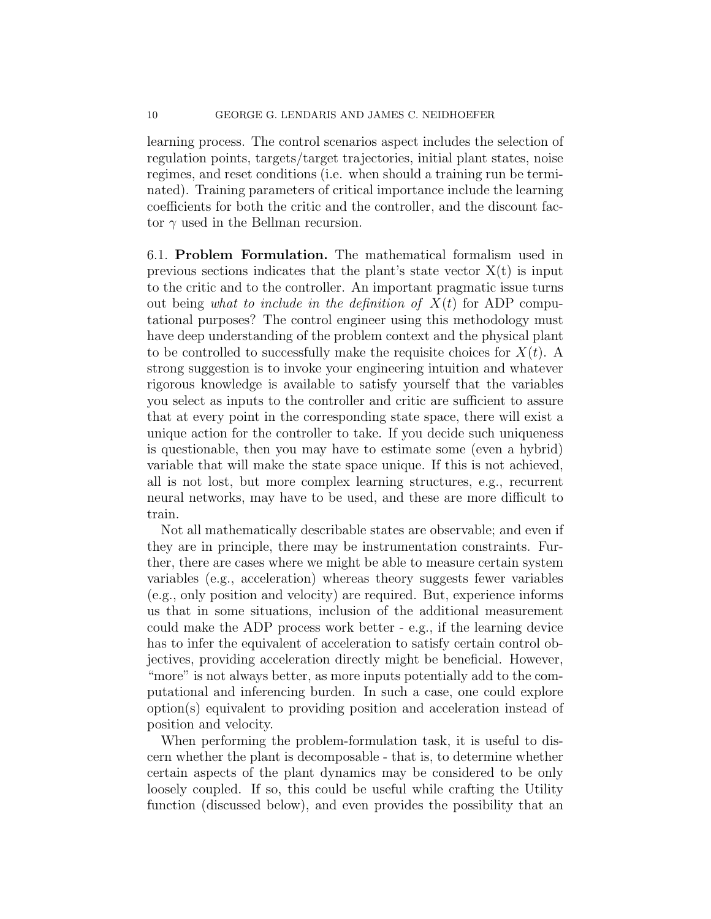learning process. The control scenarios aspect includes the selection of regulation points, targets/target trajectories, initial plant states, noise regimes, and reset conditions (i.e. when should a training run be terminated). Training parameters of critical importance include the learning coefficients for both the critic and the controller, and the discount factor $\gamma$ used in the Bellman recursion.

6.1. **Problem Formulation.** The mathematical formalism used in previous sections indicates that the plant's state vector X(t) is input to the critic and to the controller. An important pragmatic issue turns out being *what to include in the definition of* $X(t)$ for ADP computational purposes? The control engineer using this methodology must have deep understanding of the problem context and the physical plant to be controlled to successfully make the requisite choices for $X(t)$. A strong suggestion is to invoke your engineering intuition and whatever rigorous knowledge is available to satisfy yourself that the variables you select as inputs to the controller and critic are sufficient to assure that at every point in the corresponding state space, there will exist a unique action for the controller to take. If you decide such uniqueness is questionable, then you may have to estimate some (even a hybrid) variable that will make the state space unique. If this is not achieved, all is not lost, but more complex learning structures, e.g., recurrent neural networks, may have to be used, and these are more difficult to train.

Not all mathematically describable states are observable; and even if they are in principle, there may be instrumentation constraints. Further, there are cases where we might be able to measure certain system variables (e.g., acceleration) whereas theory suggests fewer variables (e.g., only position and velocity) are required. But, experience informs us that in some situations, inclusion of the additional measurement could make the ADP process work better - e.g., if the learning device has to infer the equivalent of acceleration to satisfy certain control objectives, providing acceleration directly might be beneficial. However, "more" is not always better, as more inputs potentially add to the computational and inferencing burden. In such a case, one could explore option(s) equivalent to providing position and acceleration instead of position and velocity.

When performing the problem-formulation task, it is useful to discern whether the plant is decomposable - that is, to determine whether certain aspects of the plant dynamics may be considered to be only loosely coupled. If so, this could be useful while crafting the Utility function (discussed below), and even provides the possibility that an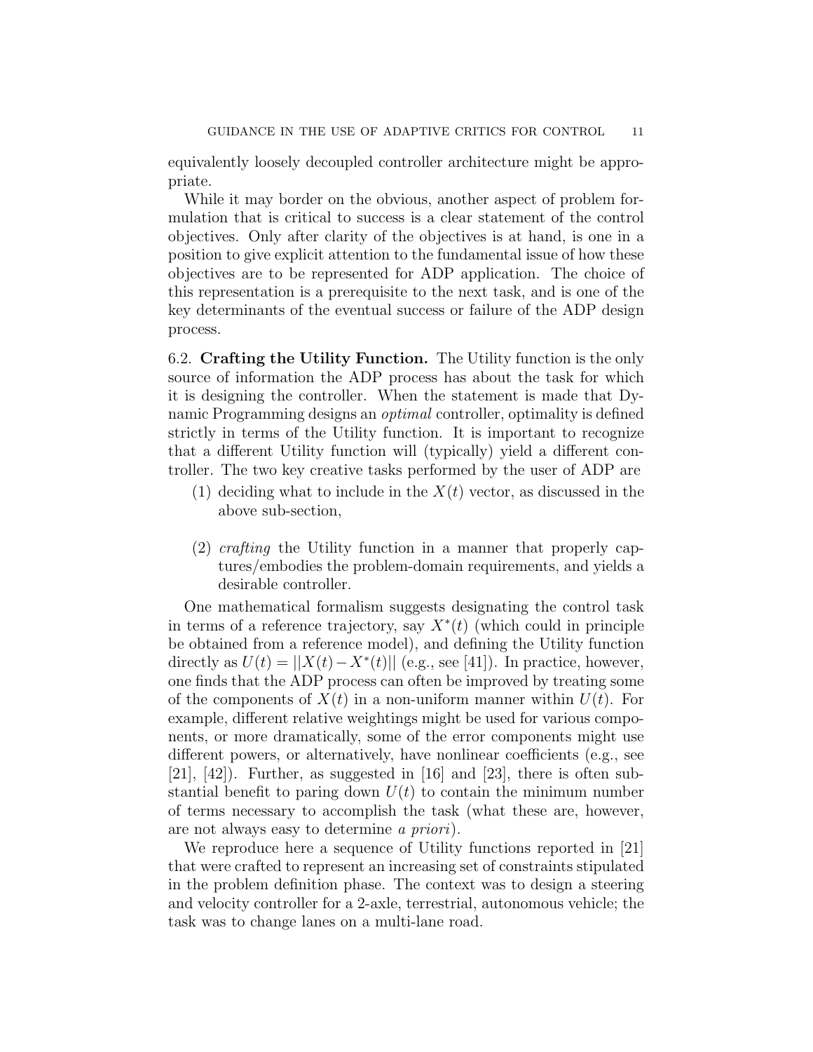equivalently loosely decoupled controller architecture might be appropriate.

While it may border on the obvious, another aspect of problem formulation that is critical to success is a clear statement of the control objectives. Only after clarity of the objectives is at hand, is one in a position to give explicit attention to the fundamental issue of how these objectives are to be represented for ADP application. The choice of this representation is a prerequisite to the next task, and is one of the key determinants of the eventual success or failure of the ADP design process.

### 6.2. Crafting the Utility Function.

The Utility function is the only source of information the ADP process has about the task for which it is designing the controller. When the statement is made that Dynamic Programming designs an *optimal* controller, optimality is defined strictly in terms of the Utility function. It is important to recognize that a different Utility function will (typically) yield a different controller. The two key creative tasks performed by the user of ADP are

1. deciding what to include in the $X(t)$ vector, as discussed in the above sub-section,
2. *crafting* the Utility function in a manner that properly captures/embodies the problem-domain requirements, and yields a desirable controller.

One mathematical formalism suggests designating the control task in terms of a reference trajectory, say $X^*(t)$ (which could in principle be obtained from a reference model), and defining the Utility function directly as $U(t) = ||X(t) - X^*(t)||$ (e.g., see [41]). In practice, however, one finds that the ADP process can often be improved by treating some of the components of $X(t)$ in a non-uniform manner within $U(t)$. For example, different relative weightings might be used for various components, or more dramatically, some of the error components might use different powers, or alternatively, have nonlinear coefficients (e.g., see [21], [42]). Further, as suggested in [16] and [23], there is often substantial benefit to paring down $U(t)$ to contain the minimum number of terms necessary to accomplish the task (what these are, however, are not always easy to determine *a priori*).

We reproduce here a sequence of Utility functions reported in [21] that were crafted to represent an increasing set of constraints stipulated in the problem definition phase. The context was to design a steering and velocity controller for a 2-axle, terrestrial, autonomous vehicle; the task was to change lanes on a multi-lane road.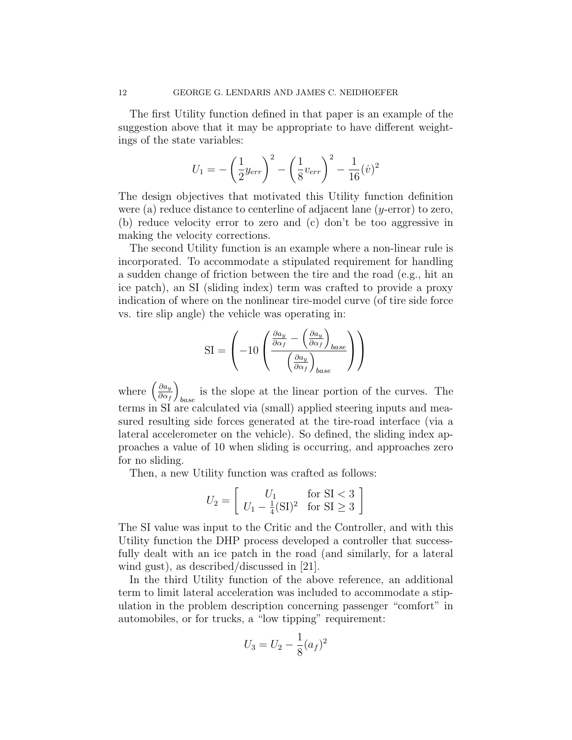The first Utility function defined in that paper is an example of the suggestion above that it may be appropriate to have different weightings of the state variables:

$$U_1 = -\left(\frac{1}{2}y_{err}\right)^2 - \left(\frac{1}{8}v_{err}\right)^2 - \frac{1}{16}(\dot{v})^2$$

The design objectives that motivated this Utility function definition were (a) reduce distance to centerline of adjacent lane ($y$-error) to zero, (b) reduce velocity error to zero and (c) don't be too aggressive in making the velocity corrections.

The second Utility function is an example where a non-linear rule is incorporated. To accommodate a stipulated requirement for handling a sudden change of friction between the tire and the road (e.g., hit an ice patch), an SI (sliding index) term was crafted to provide a proxy indication of where on the nonlinear tire-model curve (of tire side force vs. tire slip angle) the vehicle was operating in:

$$\mathrm{SI} = \left(-10\left(\frac{\frac{\partial a_y}{\partial \alpha_f} - \left(\frac{\partial a_y}{\partial \alpha_f}\right)_{base}}{\left(\frac{\partial a_y}{\partial \alpha_f}\right)_{base}}\right)\right)$$

where $\left(\frac{\partial a_y}{\partial \alpha_f}\right)_{base}$ is the slope at the linear portion of the curves. The terms in SI are calculated via (small) applied steering inputs and measured resulting side forces generated at the tire-road interface (via a lateral accelerometer on the vehicle). So defined, the sliding index approaches a value of 10 when sliding is occurring, and approaches zero for no sliding.

Then, a new Utility function was crafted as follows:

$$U_2 = \left[\begin{array}{cc} U_1 & \text{for SI} < 3 \\ U_1 - \frac{1}{4}(\mathrm{SI})^2 & \text{for SI} \geq 3 \end{array}\right]$$

The SI value was input to the Critic and the Controller, and with this Utility function the DHP process developed a controller that successfully dealt with an ice patch in the road (and similarly, for a lateral wind gust), as described/discussed in [21].

In the third Utility function of the above reference, an additional term to limit lateral acceleration was included to accommodate a stipulation in the problem description concerning passenger "comfort" in automobiles, or for trucks, a "low tipping" requirement:

$$U_3 = U_2 - \frac{1}{8}(a_f)^2$$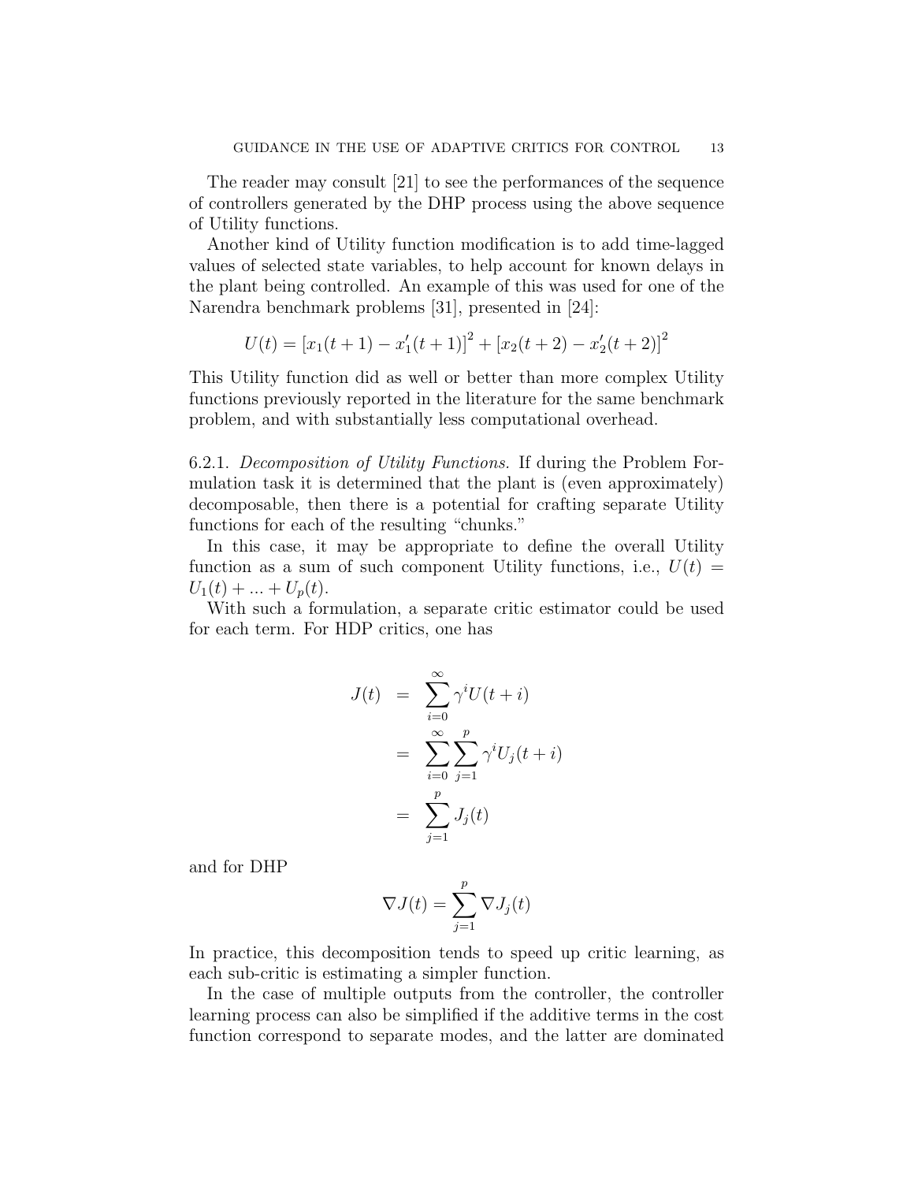The reader may consult [21] to see the performances of the sequence of controllers generated by the DHP process using the above sequence of Utility functions.

Another kind of Utility function modification is to add time-lagged values of selected state variables, to help account for known delays in the plant being controlled. An example of this was used for one of the Narendra benchmark problems [31], presented in [24]:

$$U(t) = [x_1(t+1) - x_1'(t+1)]^2 + [x_2(t+2) - x_2'(t+2)]^2$$

This Utility function did as well or better than more complex Utility functions previously reported in the literature for the same benchmark problem, and with substantially less computational overhead.

6.2.1. *Decomposition of Utility Functions.* If during the Problem Formulation task it is determined that the plant is (even approximately) decomposable, then there is a potential for crafting separate Utility functions for each of the resulting "chunks."

In this case, it may be appropriate to define the overall Utility function as a sum of such component Utility functions, i.e., $U(t) = U_1(t) + ... + U_p(t)$.

With such a formulation, a separate critic estimator could be used for each term. For HDP critics, one has

$$\begin{aligned} J(t) &= \sum_{i=0}^{\infty} \gamma^i U(t+i) \\ &= \sum_{i=0}^{\infty} \sum_{j=1}^{p} \gamma^i U_j(t+i) \\ &= \sum_{j=1}^{p} J_j(t) \end{aligned}$$

and for DHP

$$\nabla J(t) = \sum_{j=1}^{p} \nabla J_j(t)$$

In practice, this decomposition tends to speed up critic learning, as each sub-critic is estimating a simpler function.

In the case of multiple outputs from the controller, the controller learning process can also be simplified if the additive terms in the cost function correspond to separate modes, and the latter are dominated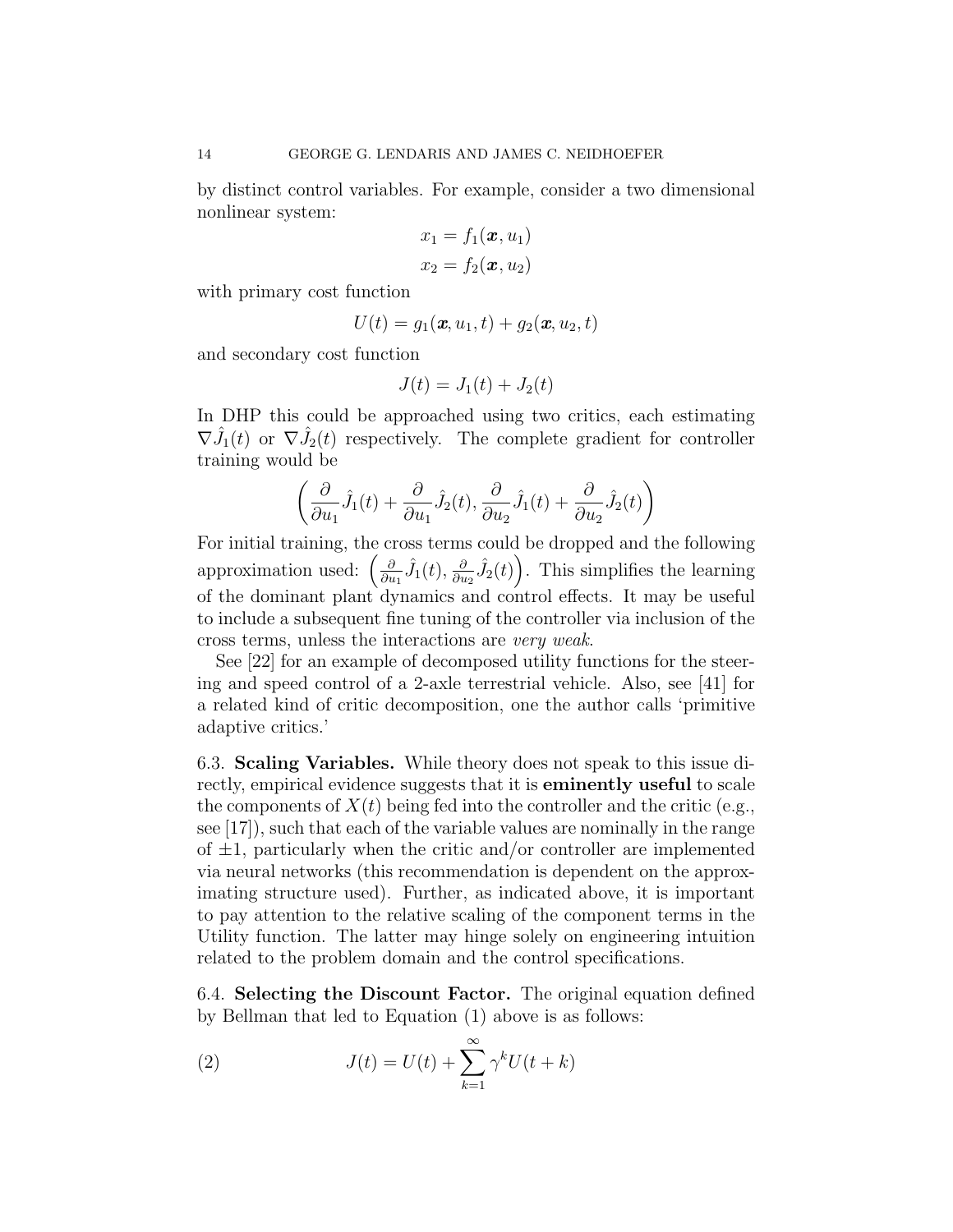by distinct control variables. For example, consider a two dimensional nonlinear system:

$$x_1 = f_1(\boldsymbol{x}, u_1)$$
$$x_2 = f_2(\boldsymbol{x}, u_2)$$

with primary cost function

$$U(t) = g_1(\boldsymbol{x}, u_1, t) + g_2(\boldsymbol{x}, u_2, t)$$

and secondary cost function

$$J(t) = J_1(t) + J_2(t)$$

In DHP this could be approached using two critics, each estimating $\nabla \hat{J}_1(t)$ or $\nabla \hat{J}_2(t)$ respectively. The complete gradient for controller training would be

$$\left( \frac{\partial}{\partial u_1} \hat{J}_1(t) + \frac{\partial}{\partial u_1} \hat{J}_2(t), \frac{\partial}{\partial u_2} \hat{J}_1(t) + \frac{\partial}{\partial u_2} \hat{J}_2(t) \right)$$

For initial training, the cross terms could be dropped and the following approximation used: $\left( \frac{\partial}{\partial u_1} \hat{J}_1(t), \frac{\partial}{\partial u_2} \hat{J}_2(t) \right)$. This simplifies the learning of the dominant plant dynamics and control effects. It may be useful to include a subsequent fine tuning of the controller via inclusion of the cross terms, unless the interactions are *very weak*.

See [22] for an example of decomposed utility functions for the steering and speed control of a 2-axle terrestrial vehicle. Also, see [41] for a related kind of critic decomposition, one the author calls 'primitive adaptive critics.'

6.3. **Scaling Variables.** While theory does not speak to this issue directly, empirical evidence suggests that it is **eminently useful** to scale the components of $X(t)$ being fed into the controller and the critic (e.g., see [17]), such that each of the variable values are nominally in the range of $\pm 1$, particularly when the critic and/or controller are implemented via neural networks (this recommendation is dependent on the approximating structure used). Further, as indicated above, it is important to pay attention to the relative scaling of the component terms in the Utility function. The latter may hinge solely on engineering intuition related to the problem domain and the control specifications.

6.4. **Selecting the Discount Factor.** The original equation defined by Bellman that led to Equation (1) above is as follows:

$$J(t) = U(t) + \sum_{k=1}^{\infty} \gamma^k U(t+k) \tag{2}$$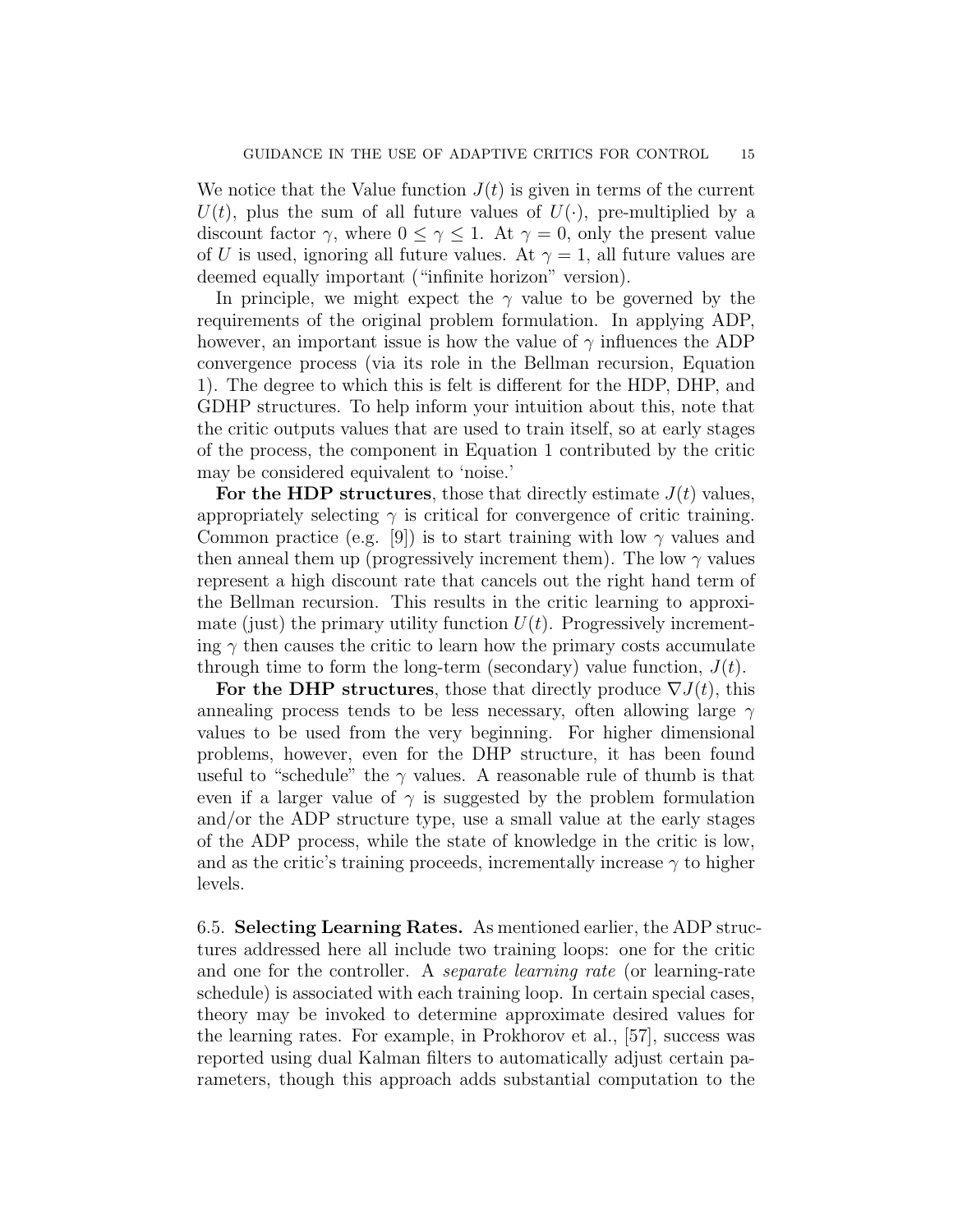We notice that the Value function $J(t)$ is given in terms of the current $U(t)$, plus the sum of all future values of $U(\cdot)$, pre-multiplied by a discount factor $\gamma$, where $0 \leq \gamma \leq 1$. At $\gamma = 0$, only the present value of $U$ is used, ignoring all future values. At $\gamma = 1$, all future values are deemed equally important ("infinite horizon" version).

In principle, we might expect the $\gamma$ value to be governed by the requirements of the original problem formulation. In applying ADP, however, an important issue is how the value of $\gamma$ influences the ADP convergence process (via its role in the Bellman recursion, Equation 1). The degree to which this is felt is different for the HDP, DHP, and GDHP structures. To help inform your intuition about this, note that the critic outputs values that are used to train itself, so at early stages of the process, the component in Equation 1 contributed by the critic may be considered equivalent to 'noise.'

**For the HDP structures**, those that directly estimate $J(t)$ values, appropriately selecting $\gamma$ is critical for convergence of critic training. Common practice (e.g. [9]) is to start training with low $\gamma$ values and then anneal them up (progressively increment them). The low $\gamma$ values represent a high discount rate that cancels out the right hand term of the Bellman recursion. This results in the critic learning to approximate (just) the primary utility function $U(t)$. Progressively incrementing $\gamma$ then causes the critic to learn how the primary costs accumulate through time to form the long-term (secondary) value function, $J(t)$.

**For the DHP structures**, those that directly produce $\nabla J(t)$, this annealing process tends to be less necessary, often allowing large $\gamma$ values to be used from the very beginning. For higher dimensional problems, however, even for the DHP structure, it has been found useful to "schedule" the $\gamma$ values. A reasonable rule of thumb is that even if a larger value of $\gamma$ is suggested by the problem formulation and/or the ADP structure type, use a small value at the early stages of the ADP process, while the state of knowledge in the critic is low, and as the critic's training proceeds, incrementally increase $\gamma$ to higher levels.

6.5. **Selecting Learning Rates.** As mentioned earlier, the ADP structures addressed here all include two training loops: one for the critic and one for the controller. A *separate learning rate* (or learning-rate schedule) is associated with each training loop. In certain special cases, theory may be invoked to determine approximate desired values for the learning rates. For example, in Prokhorov et al., [57], success was reported using dual Kalman filters to automatically adjust certain parameters, though this approach adds substantial computation to the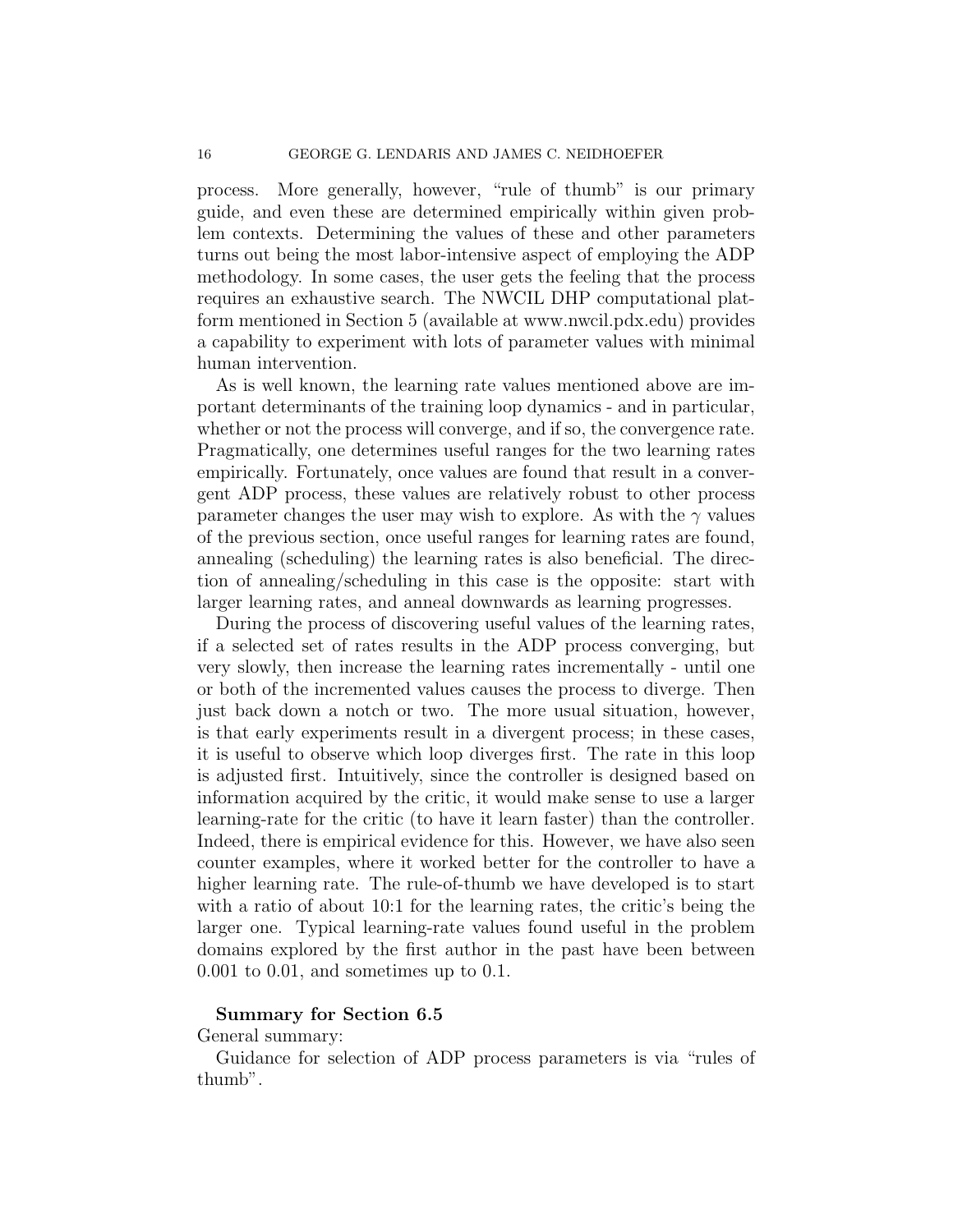process. More generally, however, "rule of thumb" is our primary guide, and even these are determined empirically within given problem contexts. Determining the values of these and other parameters turns out being the most labor-intensive aspect of employing the ADP methodology. In some cases, the user gets the feeling that the process requires an exhaustive search. The NWCIL DHP computational platform mentioned in Section 5 (available at www.nwcil.pdx.edu) provides a capability to experiment with lots of parameter values with minimal human intervention.

As is well known, the learning rate values mentioned above are important determinants of the training loop dynamics - and in particular, whether or not the process will converge, and if so, the convergence rate. Pragmatically, one determines useful ranges for the two learning rates empirically. Fortunately, once values are found that result in a convergent ADP process, these values are relatively robust to other process parameter changes the user may wish to explore. As with the $\gamma$ values of the previous section, once useful ranges for learning rates are found, annealing (scheduling) the learning rates is also beneficial. The direction of annealing/scheduling in this case is the opposite: start with larger learning rates, and anneal downwards as learning progresses.

During the process of discovering useful values of the learning rates, if a selected set of rates results in the ADP process converging, but very slowly, then increase the learning rates incrementally - until one or both of the incremented values causes the process to diverge. Then just back down a notch or two. The more usual situation, however, is that early experiments result in a divergent process; in these cases, it is useful to observe which loop diverges first. The rate in this loop is adjusted first. Intuitively, since the controller is designed based on information acquired by the critic, it would make sense to use a larger learning-rate for the critic (to have it learn faster) than the controller. Indeed, there is empirical evidence for this. However, we have also seen counter examples, where it worked better for the controller to have a higher learning rate. The rule-of-thumb we have developed is to start with a ratio of about 10:1 for the learning rates, the critic's being the larger one. Typical learning-rate values found useful in the problem domains explored by the first author in the past have been between 0.001 to 0.01, and sometimes up to 0.1.

**Summary for Section 6.5**

General summary:

Guidance for selection of ADP process parameters is via "rules of thumb".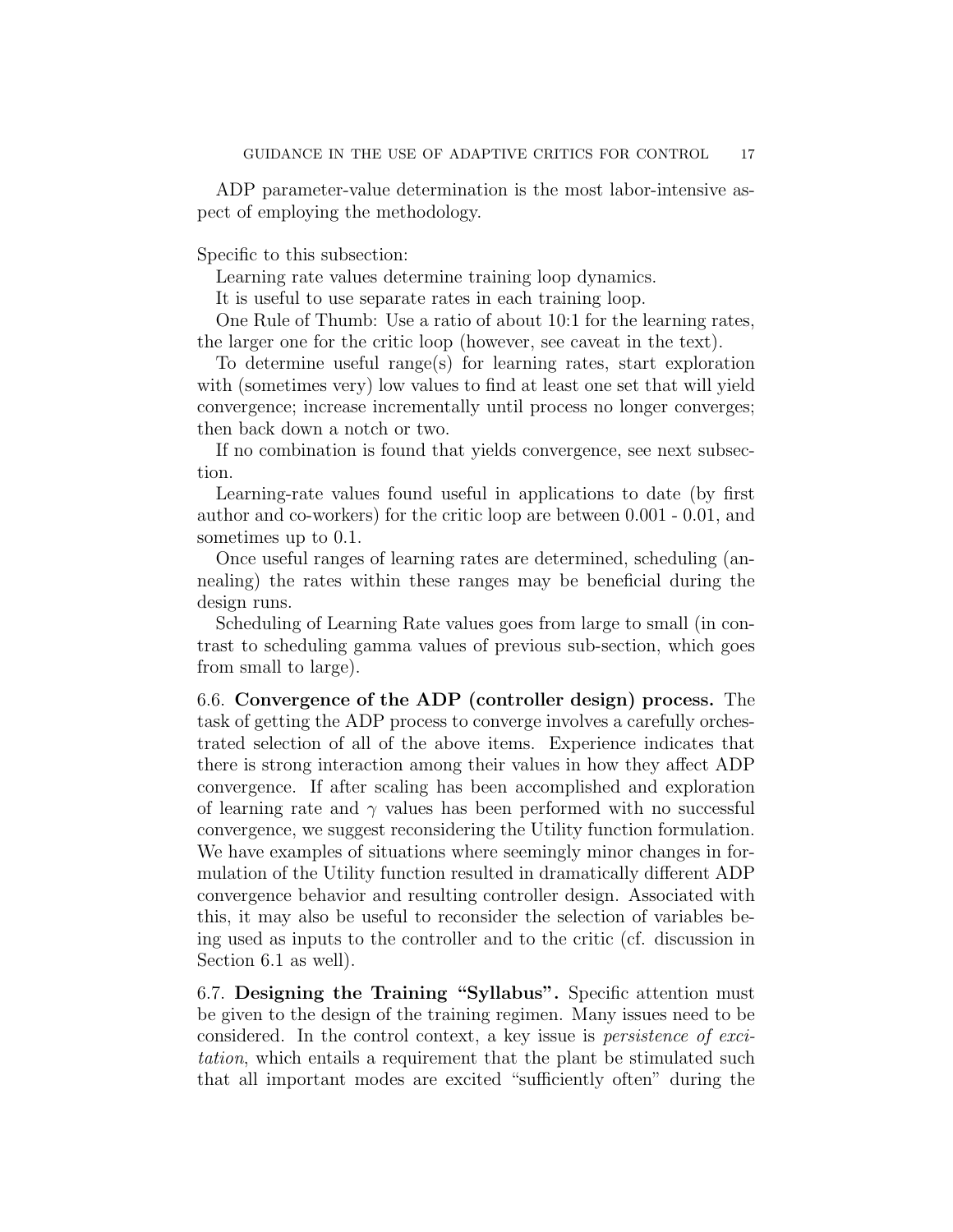ADP parameter-value determination is the most labor-intensive aspect of employing the methodology.

Specific to this subsection:

Learning rate values determine training loop dynamics.

It is useful to use separate rates in each training loop.

One Rule of Thumb: Use a ratio of about 10:1 for the learning rates, the larger one for the critic loop (however, see caveat in the text).

To determine useful range(s) for learning rates, start exploration with (sometimes very) low values to find at least one set that will yield convergence; increase incrementally until process no longer converges; then back down a notch or two.

If no combination is found that yields convergence, see next subsection.

Learning-rate values found useful in applications to date (by first author and co-workers) for the critic loop are between 0.001 - 0.01, and sometimes up to 0.1.

Once useful ranges of learning rates are determined, scheduling (annealing) the rates within these ranges may be beneficial during the design runs.

Scheduling of Learning Rate values goes from large to small (in contrast to scheduling gamma values of previous sub-section, which goes from small to large).

6.6. **Convergence of the ADP (controller design) process.** The task of getting the ADP process to converge involves a carefully orchestrated selection of all of the above items. Experience indicates that there is strong interaction among their values in how they affect ADP convergence. If after scaling has been accomplished and exploration of learning rate and $\gamma$ values has been performed with no successful convergence, we suggest reconsidering the Utility function formulation. We have examples of situations where seemingly minor changes in formulation of the Utility function resulted in dramatically different ADP convergence behavior and resulting controller design. Associated with this, it may also be useful to reconsider the selection of variables being used as inputs to the controller and to the critic (cf. discussion in Section 6.1 as well).

6.7. **Designing the Training "Syllabus".** Specific attention must be given to the design of the training regimen. Many issues need to be considered. In the control context, a key issue is *persistence of excitation*, which entails a requirement that the plant be stimulated such that all important modes are excited "sufficiently often" during the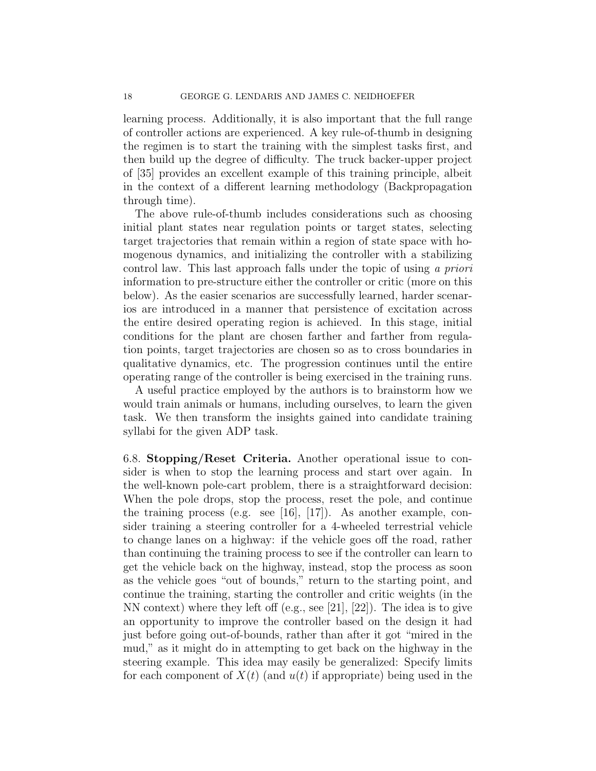learning process. Additionally, it is also important that the full range of controller actions are experienced. A key rule-of-thumb in designing the regimen is to start the training with the simplest tasks first, and then build up the degree of difficulty. The truck backer-upper project of [35] provides an excellent example of this training principle, albeit in the context of a different learning methodology (Backpropagation through time).

The above rule-of-thumb includes considerations such as choosing initial plant states near regulation points or target states, selecting target trajectories that remain within a region of state space with homogenous dynamics, and initializing the controller with a stabilizing control law. This last approach falls under the topic of using *a priori* information to pre-structure either the controller or critic (more on this below). As the easier scenarios are successfully learned, harder scenarios are introduced in a manner that persistence of excitation across the entire desired operating region is achieved. In this stage, initial conditions for the plant are chosen farther and farther from regulation points, target trajectories are chosen so as to cross boundaries in qualitative dynamics, etc. The progression continues until the entire operating range of the controller is being exercised in the training runs.

A useful practice employed by the authors is to brainstorm how we would train animals or humans, including ourselves, to learn the given task. We then transform the insights gained into candidate training syllabi for the given ADP task.

6.8. **Stopping/Reset Criteria.** Another operational issue to consider is when to stop the learning process and start over again. In the well-known pole-cart problem, there is a straightforward decision: When the pole drops, stop the process, reset the pole, and continue the training process (e.g. see [16], [17]). As another example, consider training a steering controller for a 4-wheeled terrestrial vehicle to change lanes on a highway: if the vehicle goes off the road, rather than continuing the training process to see if the controller can learn to get the vehicle back on the highway, instead, stop the process as soon as the vehicle goes "out of bounds," return to the starting point, and continue the training, starting the controller and critic weights (in the NN context) where they left off (e.g., see [21], [22]). The idea is to give an opportunity to improve the controller based on the design it had just before going out-of-bounds, rather than after it got "mired in the mud," as it might do in attempting to get back on the highway in the steering example. This idea may easily be generalized: Specify limits for each component of $X(t)$ (and $u(t)$ if appropriate) being used in the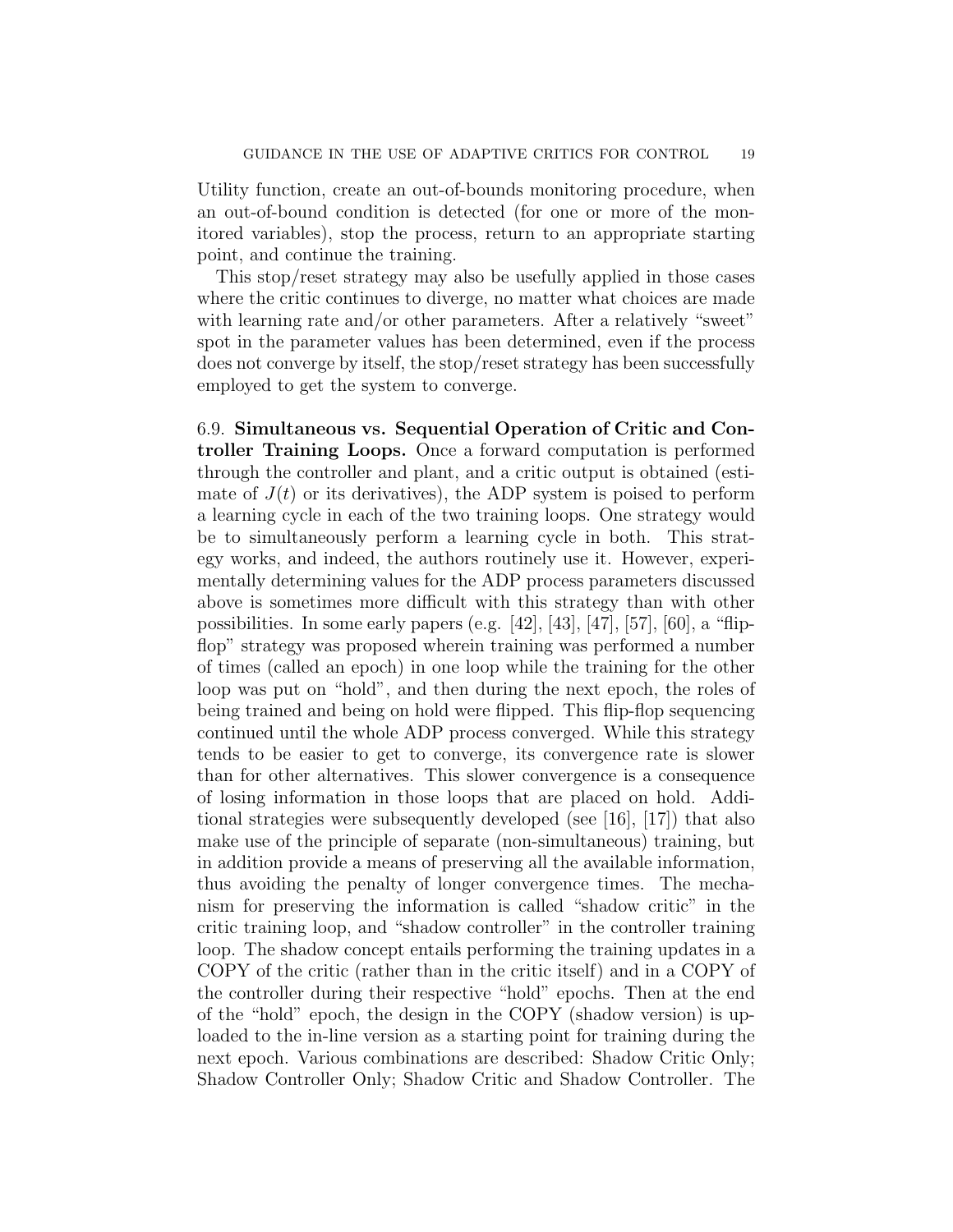Utility function, create an out-of-bounds monitoring procedure, when an out-of-bound condition is detected (for one or more of the monitored variables), stop the process, return to an appropriate starting point, and continue the training.

This stop/reset strategy may also be usefully applied in those cases where the critic continues to diverge, no matter what choices are made with learning rate and/or other parameters. After a relatively "sweet" spot in the parameter values has been determined, even if the process does not converge by itself, the stop/reset strategy has been successfully employed to get the system to converge.

6.9. **Simultaneous vs. Sequential Operation of Critic and Controller Training Loops.** Once a forward computation is performed through the controller and plant, and a critic output is obtained (estimate of $J(t)$ or its derivatives), the ADP system is poised to perform a learning cycle in each of the two training loops. One strategy would be to simultaneously perform a learning cycle in both. This strategy works, and indeed, the authors routinely use it. However, experimentally determining values for the ADP process parameters discussed above is sometimes more difficult with this strategy than with other possibilities. In some early papers (e.g. [42], [43], [47], [57], [60], a "flip-flop" strategy was proposed wherein training was performed a number of times (called an epoch) in one loop while the training for the other loop was put on "hold", and then during the next epoch, the roles of being trained and being on hold were flipped. This flip-flop sequencing continued until the whole ADP process converged. While this strategy tends to be easier to get to converge, its convergence rate is slower than for other alternatives. This slower convergence is a consequence of losing information in those loops that are placed on hold. Additional strategies were subsequently developed (see [16], [17]) that also make use of the principle of separate (non-simultaneous) training, but in addition provide a means of preserving all the available information, thus avoiding the penalty of longer convergence times. The mechanism for preserving the information is called "shadow critic" in the critic training loop, and "shadow controller" in the controller training loop. The shadow concept entails performing the training updates in a COPY of the critic (rather than in the critic itself) and in a COPY of the controller during their respective "hold" epochs. Then at the end of the "hold" epoch, the design in the COPY (shadow version) is uploaded to the in-line version as a starting point for training during the next epoch. Various combinations are described: Shadow Critic Only; Shadow Controller Only; Shadow Critic and Shadow Controller. The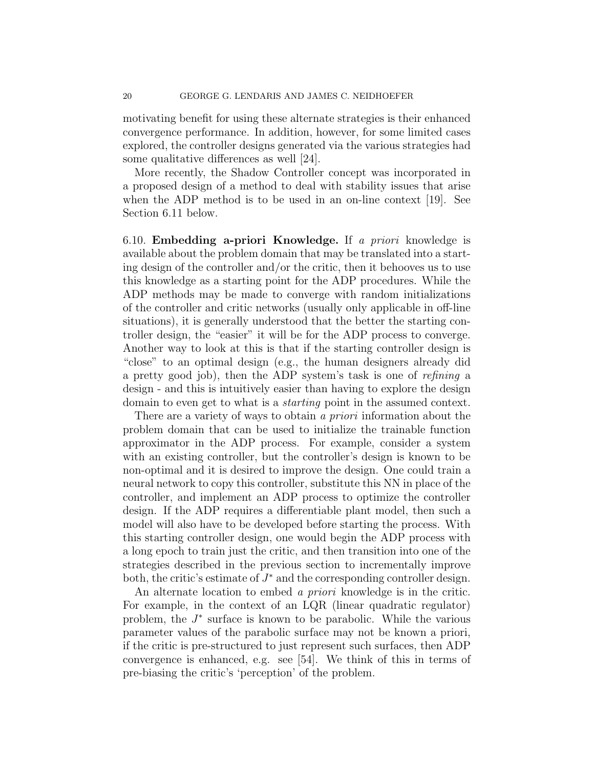motivating benefit for using these alternate strategies is their enhanced convergence performance. In addition, however, for some limited cases explored, the controller designs generated via the various strategies had some qualitative differences as well [24].

More recently, the Shadow Controller concept was incorporated in a proposed design of a method to deal with stability issues that arise when the ADP method is to be used in an on-line context [19]. See Section 6.11 below.

6.10. **Embedding a-priori Knowledge.** If *a priori* knowledge is available about the problem domain that may be translated into a starting design of the controller and/or the critic, then it behooves us to use this knowledge as a starting point for the ADP procedures. While the ADP methods may be made to converge with random initializations of the controller and critic networks (usually only applicable in off-line situations), it is generally understood that the better the starting controller design, the "easier" it will be for the ADP process to converge. Another way to look at this is that if the starting controller design is "close" to an optimal design (e.g., the human designers already did a pretty good job), then the ADP system's task is one of *refining* a design - and this is intuitively easier than having to explore the design domain to even get to what is a *starting* point in the assumed context.

There are a variety of ways to obtain *a priori* information about the problem domain that can be used to initialize the trainable function approximator in the ADP process. For example, consider a system with an existing controller, but the controller's design is known to be non-optimal and it is desired to improve the design. One could train a neural network to copy this controller, substitute this NN in place of the controller, and implement an ADP process to optimize the controller design. If the ADP requires a differentiable plant model, then such a model will also have to be developed before starting the process. With this starting controller design, one would begin the ADP process with a long epoch to train just the critic, and then transition into one of the strategies described in the previous section to incrementally improve both, the critic's estimate of $J^*$ and the corresponding controller design.

An alternate location to embed *a priori* knowledge is in the critic. For example, in the context of an LQR (linear quadratic regulator) problem, the $J^*$ surface is known to be parabolic. While the various parameter values of the parabolic surface may not be known a priori, if the critic is pre-structured to just represent such surfaces, then ADP convergence is enhanced, e.g. see [54]. We think of this in terms of pre-biasing the critic's 'perception' of the problem.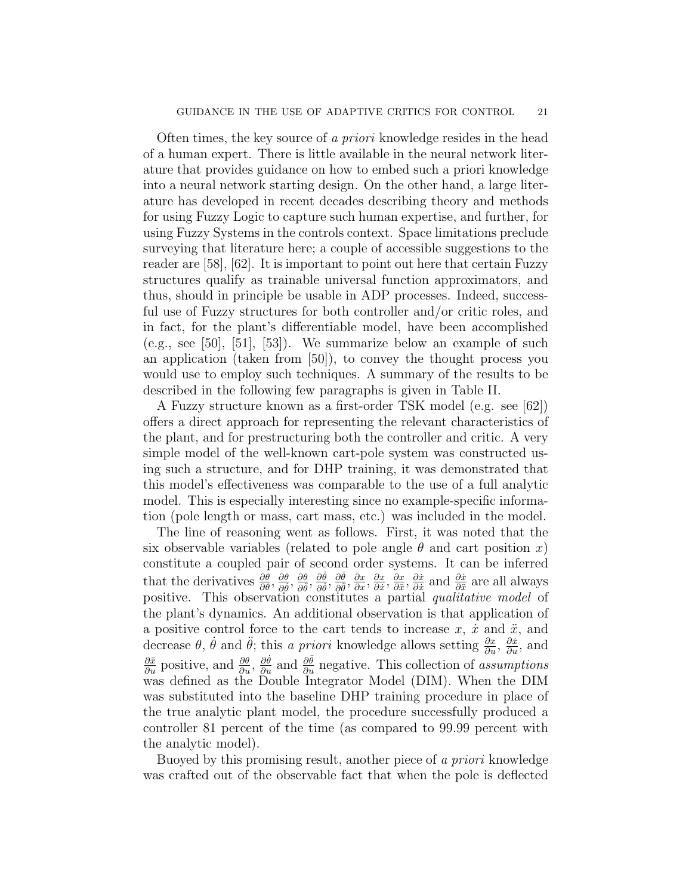Often times, the key source of *a priori* knowledge resides in the head of a human expert. There is little available in the neural network literature that provides guidance on how to embed such a priori knowledge into a neural network starting design. On the other hand, a large literature has developed in recent decades describing theory and methods for using Fuzzy Logic to capture such human expertise, and further, for using Fuzzy Systems in the controls context. Space limitations preclude surveying that literature here; a couple of accessible suggestions to the reader are [58], [62]. It is important to point out here that certain Fuzzy structures qualify as trainable universal function approximators, and thus, should in principle be usable in ADP processes. Indeed, successful use of Fuzzy structures for both controller and/or critic roles, and in fact, for the plant's differentiable model, have been accomplished (e.g., see [50], [51], [53]). We summarize below an example of such an application (taken from [50]), to convey the thought process you would use to employ such techniques. A summary of the results to be described in the following few paragraphs is given in Table II.

A Fuzzy structure known as a first-order TSK model (e.g. see [62]) offers a direct approach for representing the relevant characteristics of the plant, and for prestructuring both the controller and critic. A very simple model of the well-known cart-pole system was constructed using such a structure, and for DHP training, it was demonstrated that this model's effectiveness was comparable to the use of a full analytic model. This is especially interesting since no example-specific information (pole length or mass, cart mass, etc.) was included in the model.

The line of reasoning went as follows. First, it was noted that the six observable variables (related to pole angle $\theta$ and cart position $x$) constitute a coupled pair of second order systems. It can be inferred that the derivatives $\frac{\partial\theta}{\partial\theta}$, $\frac{\partial\theta}{\partial\dot{\theta}}$, $\frac{\partial\theta}{\partial\ddot{\theta}}$, $\frac{\partial\dot{\theta}}{\partial\dot{\theta}}$, $\frac{\partial\dot{\theta}}{\partial\ddot{\theta}}$, $\frac{\partial x}{\partial x}$, $\frac{\partial x}{\partial\dot{x}}$, $\frac{\partial x}{\partial\ddot{x}}$, $\frac{\partial\dot{x}}{\partial\dot{x}}$ and $\frac{\partial\dot{x}}{\partial\ddot{x}}$ are all always positive. This observation constitutes a partial *qualitative model* of the plant's dynamics. An additional observation is that application of a positive control force to the cart tends to increase $x$, $\dot{x}$ and $\ddot{x}$, and decrease $\theta$, $\dot{\theta}$ and $\ddot{\theta}$; this *a priori* knowledge allows setting $\frac{\partial x}{\partial u}$, $\frac{\partial\dot{x}}{\partial u}$, and $\frac{\partial\ddot{x}}{\partial u}$ positive, and $\frac{\partial\theta}{\partial u}$, $\frac{\partial\dot{\theta}}{\partial u}$ and $\frac{\partial\ddot{\theta}}{\partial u}$ negative. This collection of *assumptions* was defined as the Double Integrator Model (DIM). When the DIM was substituted into the baseline DHP training procedure in place of the true analytic plant model, the procedure successfully produced a controller 81 percent of the time (as compared to 99.99 percent with the analytic model).

Buoyed by this promising result, another piece of *a priori* knowledge was crafted out of the observable fact that when the pole is deflected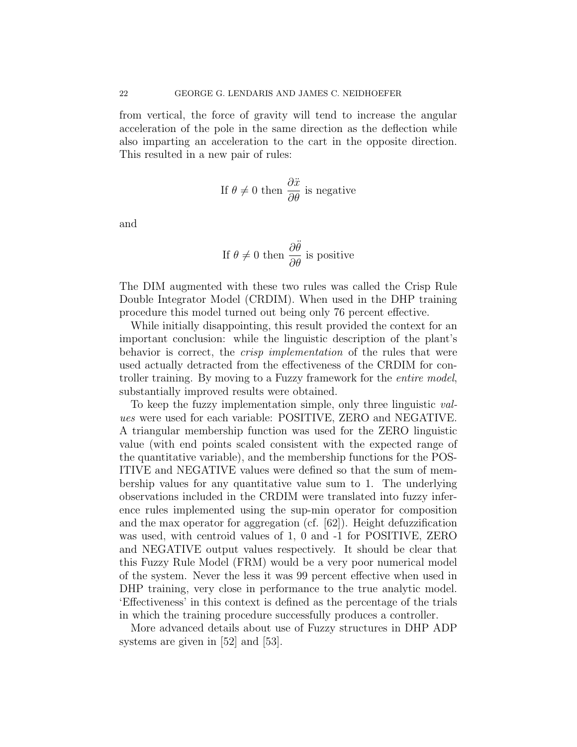from vertical, the force of gravity will tend to increase the angular acceleration of the pole in the same direction as the deflection while also imparting an acceleration to the cart in the opposite direction. This resulted in a new pair of rules:

$$\text{If } \theta \neq 0 \text{ then } \frac{\partial \ddot{x}}{\partial \theta} \text{ is negative}$$

and

$$\text{If } \theta \neq 0 \text{ then } \frac{\partial \ddot{\theta}}{\partial \theta} \text{ is positive}$$

The DIM augmented with these two rules was called the Crisp Rule Double Integrator Model (CRDIM). When used in the DHP training procedure this model turned out being only 76 percent effective.

While initially disappointing, this result provided the context for an important conclusion: while the linguistic description of the plant's behavior is correct, the *crisp implementation* of the rules that were used actually detracted from the effectiveness of the CRDIM for controller training. By moving to a Fuzzy framework for the *entire model*, substantially improved results were obtained.

To keep the fuzzy implementation simple, only three linguistic *values* were used for each variable: POSITIVE, ZERO and NEGATIVE. A triangular membership function was used for the ZERO linguistic value (with end points scaled consistent with the expected range of the quantitative variable), and the membership functions for the POSITIVE and NEGATIVE values were defined so that the sum of membership values for any quantitative value sum to 1. The underlying observations included in the CRDIM were translated into fuzzy inference rules implemented using the sup-min operator for composition and the max operator for aggregation (cf. [62]). Height defuzzification was used, with centroid values of 1, 0 and -1 for POSITIVE, ZERO and NEGATIVE output values respectively. It should be clear that this Fuzzy Rule Model (FRM) would be a very poor numerical model of the system. Never the less it was 99 percent effective when used in DHP training, very close in performance to the true analytic model. 'Effectiveness' in this context is defined as the percentage of the trials in which the training procedure successfully produces a controller.

More advanced details about use of Fuzzy structures in DHP ADP systems are given in [52] and [53].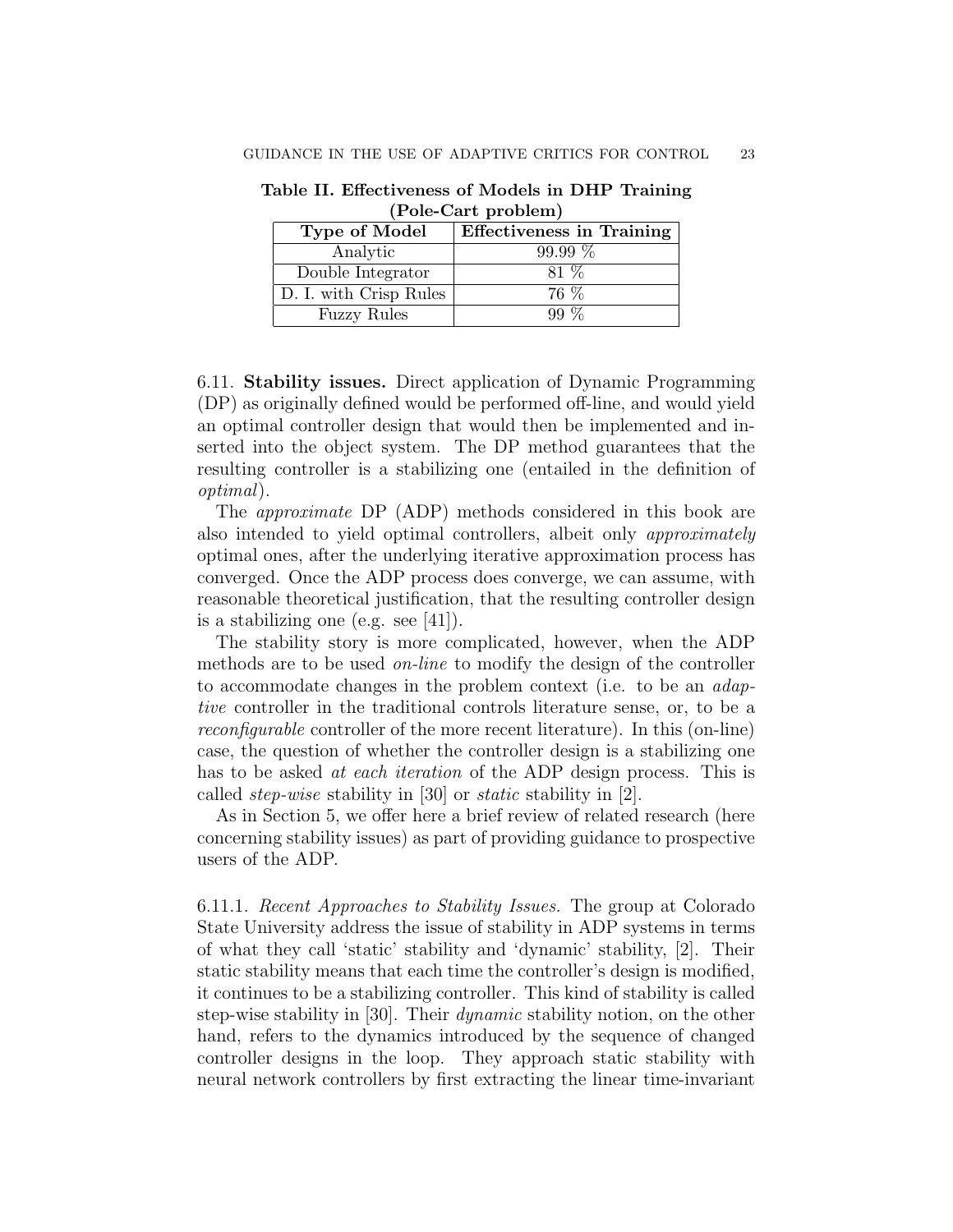**Table II. Effectiveness of Models in DHP Training (Pole-Cart problem)**

| Type of Model | Effectiveness in Training |
|---|---|
| Analytic | 99.99 % |
| Double Integrator | 81 % |
| D. I. with Crisp Rules | 76 % |
| Fuzzy Rules | 99 % |

6.11. **Stability issues.** Direct application of Dynamic Programming (DP) as originally defined would be performed off-line, and would yield an optimal controller design that would then be implemented and inserted into the object system. The DP method guarantees that the resulting controller is a stabilizing one (entailed in the definition of *optimal*).

The *approximate* DP (ADP) methods considered in this book are also intended to yield optimal controllers, albeit only *approximately* optimal ones, after the underlying iterative approximation process has converged. Once the ADP process does converge, we can assume, with reasonable theoretical justification, that the resulting controller design is a stabilizing one (e.g. see [41]).

The stability story is more complicated, however, when the ADP methods are to be used *on-line* to modify the design of the controller to accommodate changes in the problem context (i.e. to be an *adaptive* controller in the traditional controls literature sense, or, to be a *reconfigurable* controller of the more recent literature). In this (on-line) case, the question of whether the controller design is a stabilizing one has to be asked *at each iteration* of the ADP design process. This is called *step-wise* stability in [30] or *static* stability in [2].

As in Section 5, we offer here a brief review of related research (here concerning stability issues) as part of providing guidance to prospective users of the ADP.

6.11.1. *Recent Approaches to Stability Issues.* The group at Colorado State University address the issue of stability in ADP systems in terms of what they call 'static' stability and 'dynamic' stability, [2]. Their static stability means that each time the controller's design is modified, it continues to be a stabilizing controller. This kind of stability is called step-wise stability in [30]. Their *dynamic* stability notion, on the other hand, refers to the dynamics introduced by the sequence of changed controller designs in the loop. They approach static stability with neural network controllers by first extracting the linear time-invariant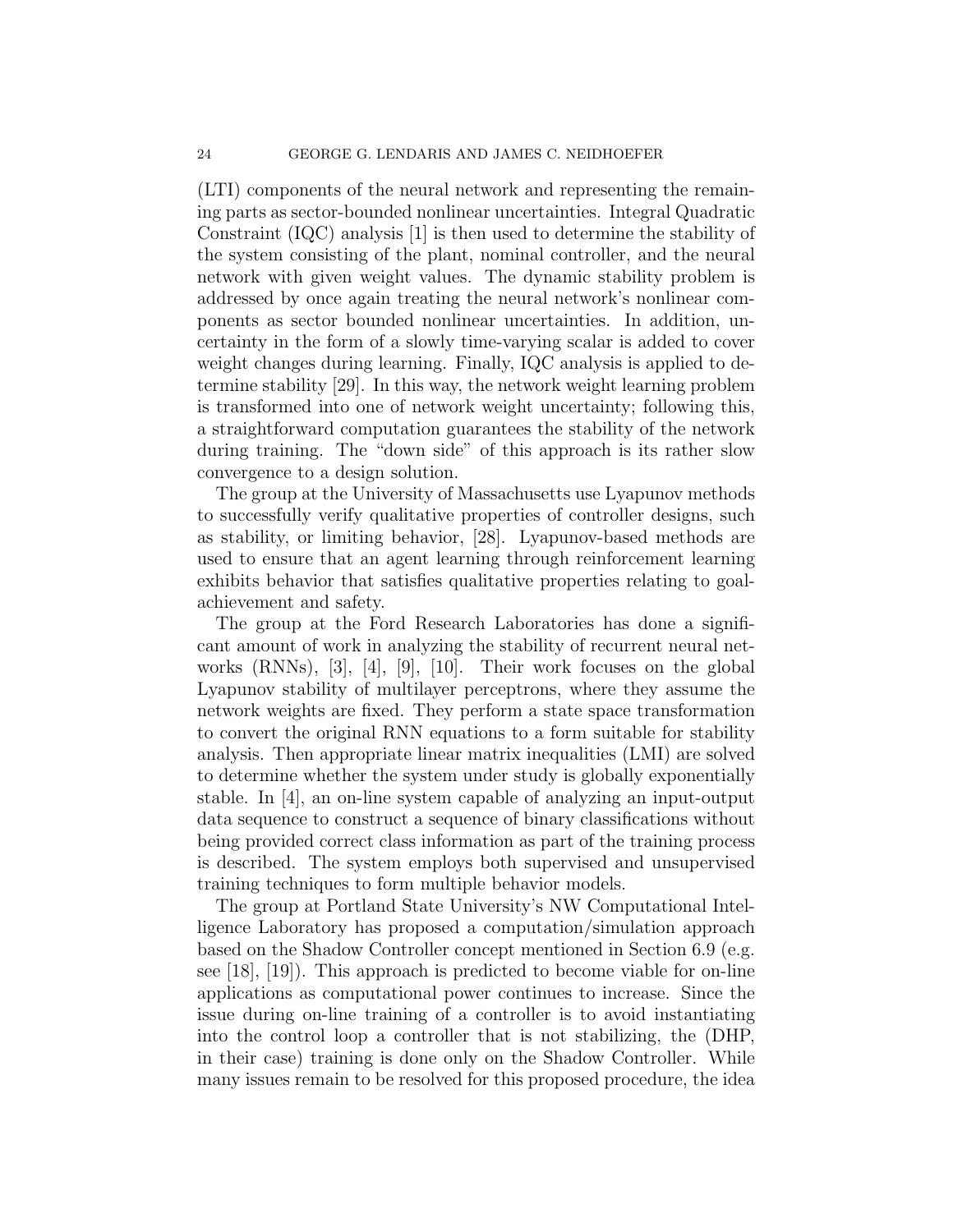(LTI) components of the neural network and representing the remaining parts as sector-bounded nonlinear uncertainties. Integral Quadratic Constraint (IQC) analysis [1] is then used to determine the stability of the system consisting of the plant, nominal controller, and the neural network with given weight values. The dynamic stability problem is addressed by once again treating the neural network's nonlinear components as sector bounded nonlinear uncertainties. In addition, uncertainty in the form of a slowly time-varying scalar is added to cover weight changes during learning. Finally, IQC analysis is applied to determine stability [29]. In this way, the network weight learning problem is transformed into one of network weight uncertainty; following this, a straightforward computation guarantees the stability of the network during training. The "down side" of this approach is its rather slow convergence to a design solution.

The group at the University of Massachusetts use Lyapunov methods to successfully verify qualitative properties of controller designs, such as stability, or limiting behavior, [28]. Lyapunov-based methods are used to ensure that an agent learning through reinforcement learning exhibits behavior that satisfies qualitative properties relating to goal-achievement and safety.

The group at the Ford Research Laboratories has done a significant amount of work in analyzing the stability of recurrent neural networks (RNNs), [3], [4], [9], [10]. Their work focuses on the global Lyapunov stability of multilayer perceptrons, where they assume the network weights are fixed. They perform a state space transformation to convert the original RNN equations to a form suitable for stability analysis. Then appropriate linear matrix inequalities (LMI) are solved to determine whether the system under study is globally exponentially stable. In [4], an on-line system capable of analyzing an input-output data sequence to construct a sequence of binary classifications without being provided correct class information as part of the training process is described. The system employs both supervised and unsupervised training techniques to form multiple behavior models.

The group at Portland State University's NW Computational Intelligence Laboratory has proposed a computation/simulation approach based on the Shadow Controller concept mentioned in Section 6.9 (e.g. see [18], [19]). This approach is predicted to become viable for on-line applications as computational power continues to increase. Since the issue during on-line training of a controller is to avoid instantiating into the control loop a controller that is not stabilizing, the (DHP, in their case) training is done only on the Shadow Controller. While many issues remain to be resolved for this proposed procedure, the idea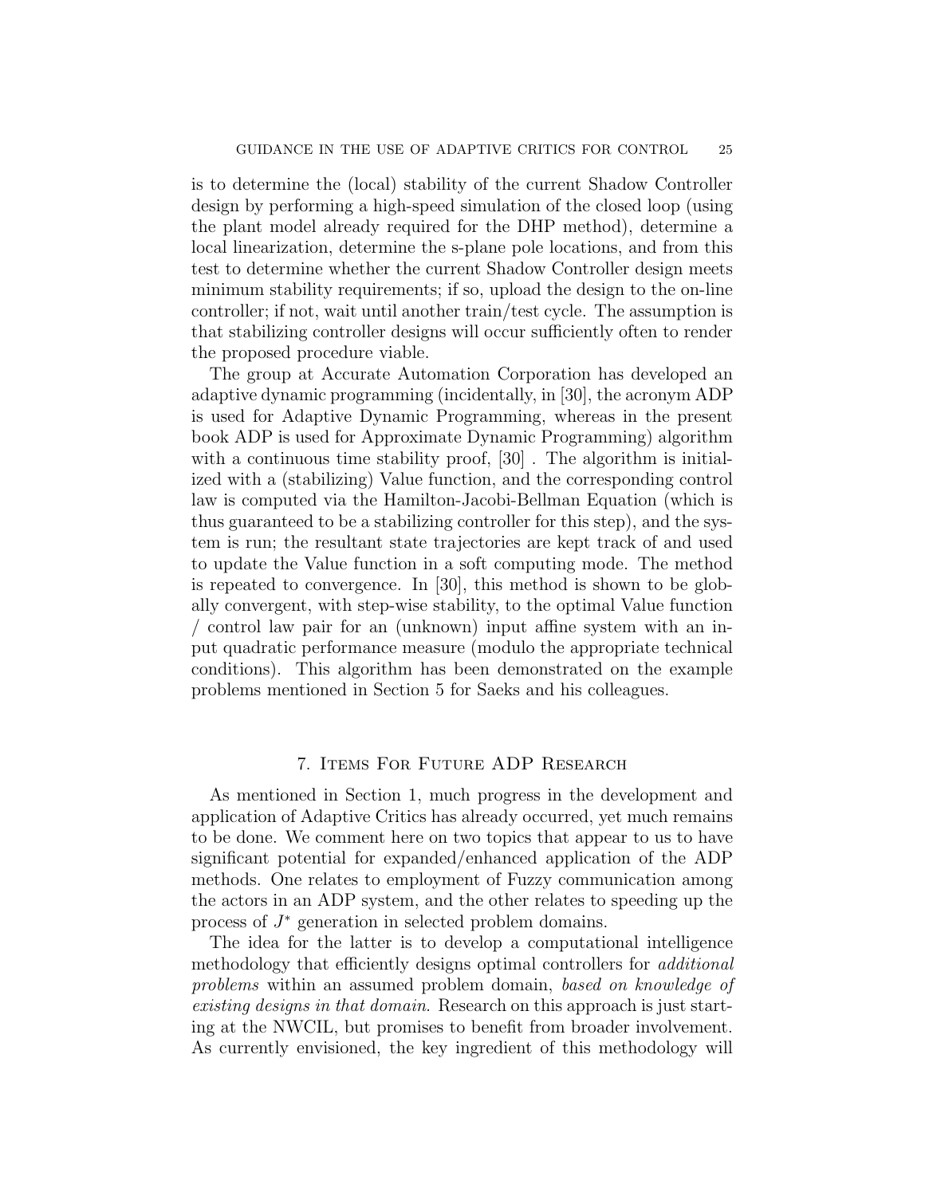is to determine the (local) stability of the current Shadow Controller design by performing a high-speed simulation of the closed loop (using the plant model already required for the DHP method), determine a local linearization, determine the s-plane pole locations, and from this test to determine whether the current Shadow Controller design meets minimum stability requirements; if so, upload the design to the on-line controller; if not, wait until another train/test cycle. The assumption is that stabilizing controller designs will occur sufficiently often to render the proposed procedure viable.

The group at Accurate Automation Corporation has developed an adaptive dynamic programming (incidentally, in [30], the acronym ADP is used for Adaptive Dynamic Programming, whereas in the present book ADP is used for Approximate Dynamic Programming) algorithm with a continuous time stability proof, [30] . The algorithm is initialized with a (stabilizing) Value function, and the corresponding control law is computed via the Hamilton-Jacobi-Bellman Equation (which is thus guaranteed to be a stabilizing controller for this step), and the system is run; the resultant state trajectories are kept track of and used to update the Value function in a soft computing mode. The method is repeated to convergence. In [30], this method is shown to be globally convergent, with step-wise stability, to the optimal Value function / control law pair for an (unknown) input affine system with an input quadratic performance measure (modulo the appropriate technical conditions). This algorithm has been demonstrated on the example problems mentioned in Section 5 for Saeks and his colleagues.

## 7. Items For Future ADP Research

As mentioned in Section 1, much progress in the development and application of Adaptive Critics has already occurred, yet much remains to be done. We comment here on two topics that appear to us to have significant potential for expanded/enhanced application of the ADP methods. One relates to employment of Fuzzy communication among the actors in an ADP system, and the other relates to speeding up the process of $J^*$ generation in selected problem domains.

The idea for the latter is to develop a computational intelligence methodology that efficiently designs optimal controllers for *additional problems* within an assumed problem domain, *based on knowledge of existing designs in that domain*. Research on this approach is just starting at the NWCIL, but promises to benefit from broader involvement. As currently envisioned, the key ingredient of this methodology will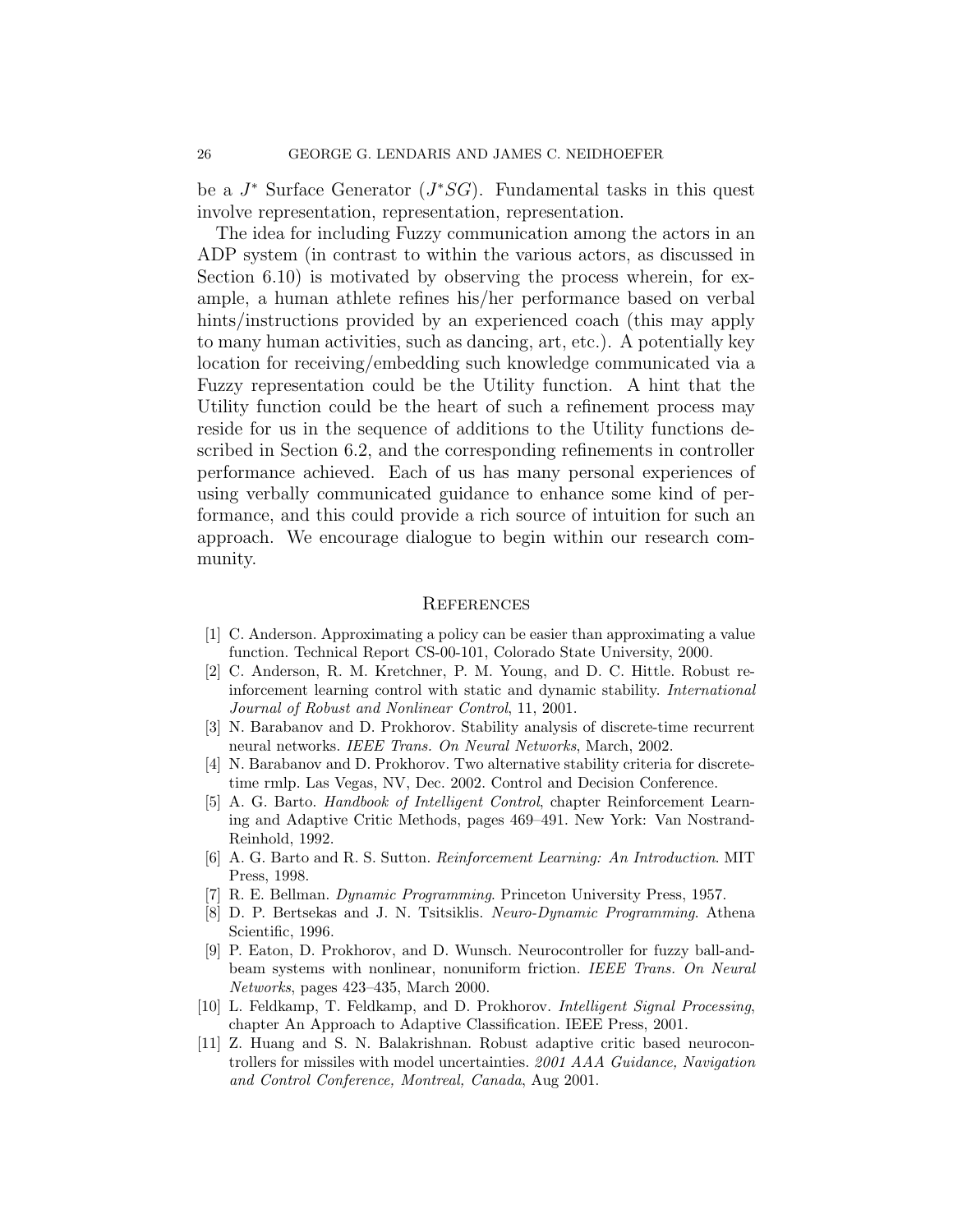be a $J^*$ Surface Generator ($J^*SG$). Fundamental tasks in this quest involve representation, representation, representation.

The idea for including Fuzzy communication among the actors in an ADP system (in contrast to within the various actors, as discussed in Section 6.10) is motivated by observing the process wherein, for example, a human athlete refines his/her performance based on verbal hints/instructions provided by an experienced coach (this may apply to many human activities, such as dancing, art, etc.). A potentially key location for receiving/embedding such knowledge communicated via a Fuzzy representation could be the Utility function. A hint that the Utility function could be the heart of such a refinement process may reside for us in the sequence of additions to the Utility functions described in Section 6.2, and the corresponding refinements in controller performance achieved. Each of us has many personal experiences of using verbally communicated guidance to enhance some kind of performance, and this could provide a rich source of intuition for such an approach. We encourage dialogue to begin within our research community.

## References

[1] C. Anderson. Approximating a policy can be easier than approximating a value function. Technical Report CS-00-101, Colorado State University, 2000.

[2] C. Anderson, R. M. Kretchner, P. M. Young, and D. C. Hittle. Robust reinforcement learning control with static and dynamic stability. *International Journal of Robust and Nonlinear Control*, 11, 2001.

[3] N. Barabanov and D. Prokhorov. Stability analysis of discrete-time recurrent neural networks. *IEEE Trans. On Neural Networks*, March, 2002.

[4] N. Barabanov and D. Prokhorov. Two alternative stability criteria for discrete-time rmlp. Las Vegas, NV, Dec. 2002. Control and Decision Conference.

[5] A. G. Barto. *Handbook of Intelligent Control*, chapter Reinforcement Learning and Adaptive Critic Methods, pages 469–491. New York: Van Nostrand-Reinhold, 1992.

[6] A. G. Barto and R. S. Sutton. *Reinforcement Learning: An Introduction*. MIT Press, 1998.

[7] R. E. Bellman. *Dynamic Programming*. Princeton University Press, 1957.

[8] D. P. Bertsekas and J. N. Tsitsiklis. *Neuro-Dynamic Programming*. Athena Scientific, 1996.

[9] P. Eaton, D. Prokhorov, and D. Wunsch. Neurocontroller for fuzzy ball-and-beam systems with nonlinear, nonuniform friction. *IEEE Trans. On Neural Networks*, pages 423–435, March 2000.

[10] L. Feldkamp, T. Feldkamp, and D. Prokhorov. *Intelligent Signal Processing*, chapter An Approach to Adaptive Classification. IEEE Press, 2001.

[11] Z. Huang and S. N. Balakrishnan. Robust adaptive critic based neurocontrollers for missiles with model uncertainties. *2001 AAA Guidance, Navigation and Control Conference, Montreal, Canada*, Aug 2001.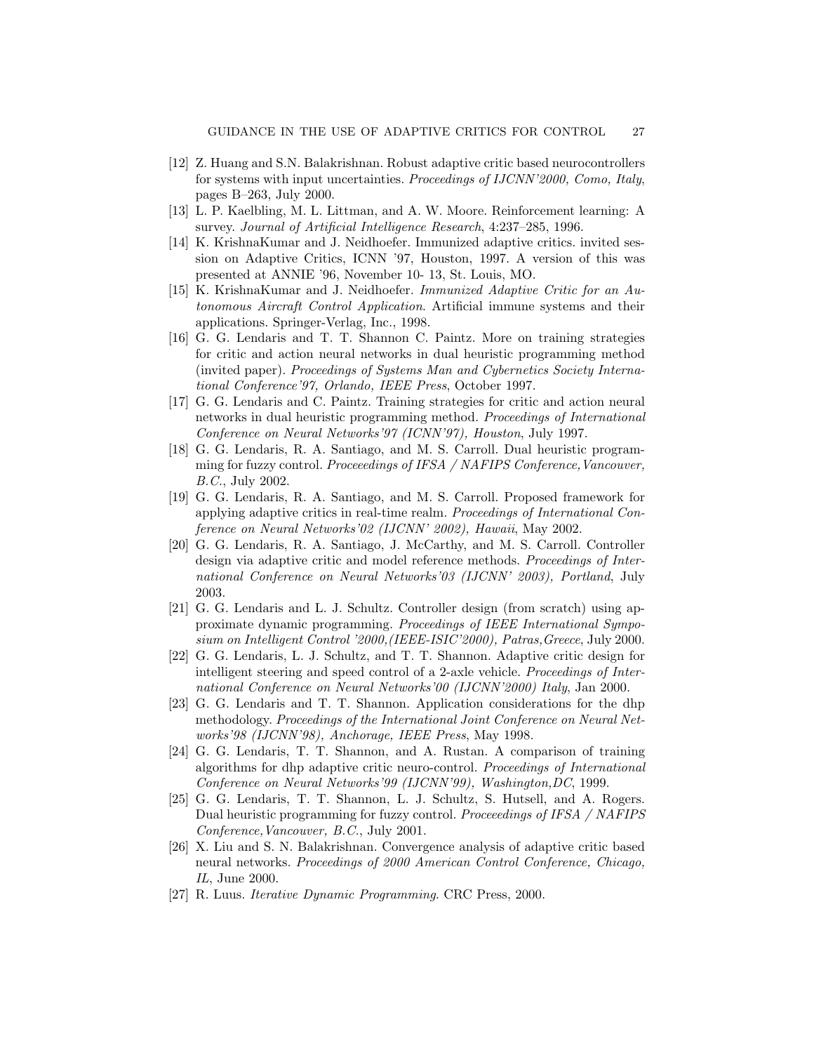[12] Z. Huang and S.N. Balakrishnan. Robust adaptive critic based neurocontrollers for systems with input uncertainties. *Proceedings of IJCNN'2000, Como, Italy*, pages B–263, July 2000.

[13] L. P. Kaelbling, M. L. Littman, and A. W. Moore. Reinforcement learning: A survey. *Journal of Artificial Intelligence Research*, 4:237–285, 1996.

[14] K. KrishnaKumar and J. Neidhoefer. Immunized adaptive critics. invited session on Adaptive Critics, ICNN '97, Houston, 1997. A version of this was presented at ANNIE '96, November 10- 13, St. Louis, MO.

[15] K. KrishnaKumar and J. Neidhoefer. *Immunized Adaptive Critic for an Autonomous Aircraft Control Application*. Artificial immune systems and their applications. Springer-Verlag, Inc., 1998.

[16] G. G. Lendaris and T. T. Shannon C. Paintz. More on training strategies for critic and action neural networks in dual heuristic programming method (invited paper). *Proceedings of Systems Man and Cybernetics Society International Conference'97, Orlando, IEEE Press*, October 1997.

[17] G. G. Lendaris and C. Paintz. Training strategies for critic and action neural networks in dual heuristic programming method. *Proceedings of International Conference on Neural Networks'97 (ICNN'97), Houston*, July 1997.

[18] G. G. Lendaris, R. A. Santiago, and M. S. Carroll. Dual heuristic programming for fuzzy control. *Proceeedings of IFSA / NAFIPS Conference, Vancouver, B.C.*, July 2002.

[19] G. G. Lendaris, R. A. Santiago, and M. S. Carroll. Proposed framework for applying adaptive critics in real-time realm. *Proceedings of International Conference on Neural Networks'02 (IJCNN' 2002), Hawaii*, May 2002.

[20] G. G. Lendaris, R. A. Santiago, J. McCarthy, and M. S. Carroll. Controller design via adaptive critic and model reference methods. *Proceedings of International Conference on Neural Networks'03 (IJCNN' 2003), Portland*, July 2003.

[21] G. G. Lendaris and L. J. Schultz. Controller design (from scratch) using approximate dynamic programming. *Proceedings of IEEE International Symposium on Intelligent Control '2000,(IEEE-ISIC'2000), Patras,Greece*, July 2000.

[22] G. G. Lendaris, L. J. Schultz, and T. T. Shannon. Adaptive critic design for intelligent steering and speed control of a 2-axle vehicle. *Proceedings of International Conference on Neural Networks'00 (IJCNN'2000) Italy*, Jan 2000.

[23] G. G. Lendaris and T. T. Shannon. Application considerations for the dhp methodology. *Proceedings of the International Joint Conference on Neural Networks'98 (IJCNN'98), Anchorage, IEEE Press*, May 1998.

[24] G. G. Lendaris, T. T. Shannon, and A. Rustan. A comparison of training algorithms for dhp adaptive critic neuro-control. *Proceedings of International Conference on Neural Networks'99 (IJCNN'99), Washington,DC*, 1999.

[25] G. G. Lendaris, T. T. Shannon, L. J. Schultz, S. Hutsell, and A. Rogers. Dual heuristic programming for fuzzy control. *Proceeedings of IFSA / NAFIPS Conference, Vancouver, B.C.*, July 2001.

[26] X. Liu and S. N. Balakrishnan. Convergence analysis of adaptive critic based neural networks. *Proceedings of 2000 American Control Conference, Chicago, IL*, June 2000.

[27] R. Luus. *Iterative Dynamic Programming*. CRC Press, 2000.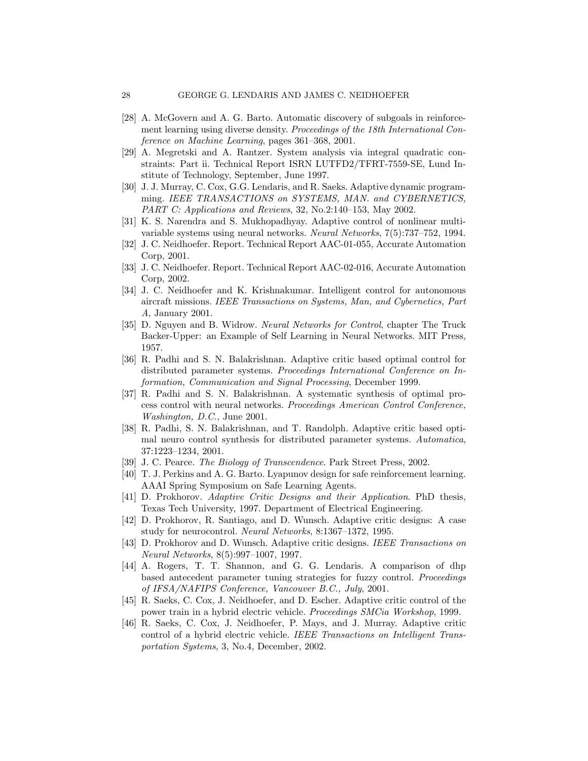[28] A. McGovern and A. G. Barto. Automatic discovery of subgoals in reinforcement learning using diverse density. *Proceedings of the 18th International Conference on Machine Learning*, pages 361–368, 2001.

[29] A. Megretski and A. Rantzer. System analysis via integral quadratic constraints: Part ii. Technical Report ISRN LUTFD2/TFRT-7559-SE, Lund Institute of Technology, September, June 1997.

[30] J. J. Murray, C. Cox, G.G. Lendaris, and R. Saeks. Adaptive dynamic programming. *IEEE TRANSACTIONS on SYSTEMS, MAN. and CYBERNETICS, PART C: Applications and Reviews*, 32, No.2:140–153, May 2002.

[31] K. S. Narendra and S. Mukhopadhyay. Adaptive control of nonlinear multivariable systems using neural networks. *Neural Networks*, 7(5):737–752, 1994.

[32] J. C. Neidhoefer. Report. Technical Report AAC-01-055, Accurate Automation Corp, 2001.

[33] J. C. Neidhoefer. Report. Technical Report AAC-02-016, Accurate Automation Corp, 2002.

[34] J. C. Neidhoefer and K. Krishnakumar. Intelligent control for autonomous aircraft missions. *IEEE Transactions on Systems, Man, and Cybernetics, Part A*, January 2001.

[35] D. Nguyen and B. Widrow. *Neural Networks for Control*, chapter The Truck Backer-Upper: an Example of Self Learning in Neural Networks. MIT Press, 1957.

[36] R. Padhi and S. N. Balakrishnan. Adaptive critic based optimal control for distributed parameter systems. *Proceedings International Conference on Information, Communication and Signal Processing*, December 1999.

[37] R. Padhi and S. N. Balakrishnan. A systematic synthesis of optimal process control with neural networks. *Proceedings American Control Conference, Washington, D.C.*, June 2001.

[38] R. Padhi, S. N. Balakrishnan, and T. Randolph. Adaptive critic based optimal neuro control synthesis for distributed parameter systems. *Automatica*, 37:1223–1234, 2001.

[39] J. C. Pearce. *The Biology of Transcendence*. Park Street Press, 2002.

[40] T. J. Perkins and A. G. Barto. Lyapunov design for safe reinforcement learning. AAAI Spring Symposium on Safe Learning Agents.

[41] D. Prokhorov. *Adaptive Critic Designs and their Application*. PhD thesis, Texas Tech University, 1997. Department of Electrical Engineering.

[42] D. Prokhorov, R. Santiago, and D. Wunsch. Adaptive critic designs: A case study for neurocontrol. *Neural Networks*, 8:1367–1372, 1995.

[43] D. Prokhorov and D. Wunsch. Adaptive critic designs. *IEEE Transactions on Neural Networks*, 8(5):997–1007, 1997.

[44] A. Rogers, T. T. Shannon, and G. G. Lendaris. A comparison of dhp based antecedent parameter tuning strategies for fuzzy control. *Proceedings of IFSA/NAFIPS Conference, Vancouver B.C., July*, 2001.

[45] R. Saeks, C. Cox, J. Neidhoefer, and D. Escher. Adaptive critic control of the power train in a hybrid electric vehicle. *Proceedings SMCia Workshop*, 1999.

[46] R. Saeks, C. Cox, J. Neidhoefer, P. Mays, and J. Murray. Adaptive critic control of a hybrid electric vehicle. *IEEE Transactions on Intelligent Transportation Systems*, 3, No.4, December, 2002.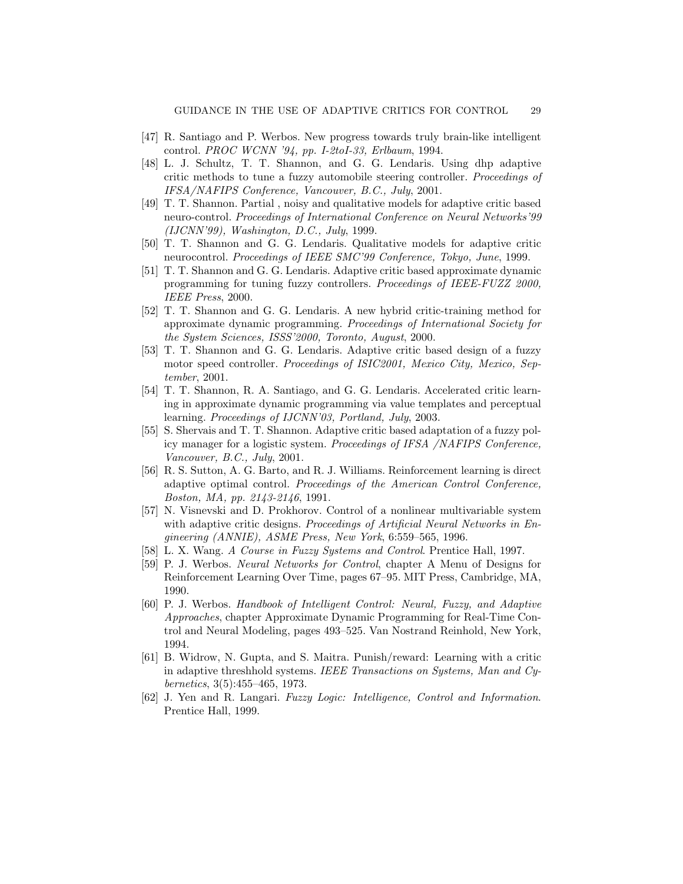[47] R. Santiago and P. Werbos. New progress towards truly brain-like intelligent control. *PROC WCNN '94, pp. I-2toI-33, Erlbaum*, 1994.

[48] L. J. Schultz, T. T. Shannon, and G. G. Lendaris. Using dhp adaptive critic methods to tune a fuzzy automobile steering controller. *Proceedings of IFSA/NAFIPS Conference, Vancouver, B.C., July*, 2001.

[49] T. T. Shannon. Partial , noisy and qualitative models for adaptive critic based neuro-control. *Proceedings of International Conference on Neural Networks'99 (IJCNN'99), Washington, D.C., July*, 1999.

[50] T. T. Shannon and G. G. Lendaris. Qualitative models for adaptive critic neurocontrol. *Proceedings of IEEE SMC'99 Conference, Tokyo, June*, 1999.

[51] T. T. Shannon and G. G. Lendaris. Adaptive critic based approximate dynamic programming for tuning fuzzy controllers. *Proceedings of IEEE-FUZZ 2000, IEEE Press*, 2000.

[52] T. T. Shannon and G. G. Lendaris. A new hybrid critic-training method for approximate dynamic programming. *Proceedings of International Society for the System Sciences, ISSS'2000, Toronto, August*, 2000.

[53] T. T. Shannon and G. G. Lendaris. Adaptive critic based design of a fuzzy motor speed controller. *Proceedings of ISIC2001, Mexico City, Mexico, September*, 2001.

[54] T. T. Shannon, R. A. Santiago, and G. G. Lendaris. Accelerated critic learning in approximate dynamic programming via value templates and perceptual learning. *Proceedings of IJCNN'03, Portland, July*, 2003.

[55] S. Shervais and T. T. Shannon. Adaptive critic based adaptation of a fuzzy policy manager for a logistic system. *Proceedings of IFSA /NAFIPS Conference, Vancouver, B.C., July*, 2001.

[56] R. S. Sutton, A. G. Barto, and R. J. Williams. Reinforcement learning is direct adaptive optimal control. *Proceedings of the American Control Conference, Boston, MA, pp. 2143-2146*, 1991.

[57] N. Visnevski and D. Prokhorov. Control of a nonlinear multivariable system with adaptive critic designs. *Proceedings of Artificial Neural Networks in Engineering (ANNIE), ASME Press, New York*, 6:559–565, 1996.

[58] L. X. Wang. *A Course in Fuzzy Systems and Control*. Prentice Hall, 1997.

[59] P. J. Werbos. *Neural Networks for Control*, chapter A Menu of Designs for Reinforcement Learning Over Time, pages 67–95. MIT Press, Cambridge, MA, 1990.

[60] P. J. Werbos. *Handbook of Intelligent Control: Neural, Fuzzy, and Adaptive Approaches*, chapter Approximate Dynamic Programming for Real-Time Control and Neural Modeling, pages 493–525. Van Nostrand Reinhold, New York, 1994.

[61] B. Widrow, N. Gupta, and S. Maitra. Punish/reward: Learning with a critic in adaptive threshhold systems. *IEEE Transactions on Systems, Man and Cybernetics*, 3(5):455–465, 1973.

[62] J. Yen and R. Langari. *Fuzzy Logic: Intelligence, Control and Information*. Prentice Hall, 1999.